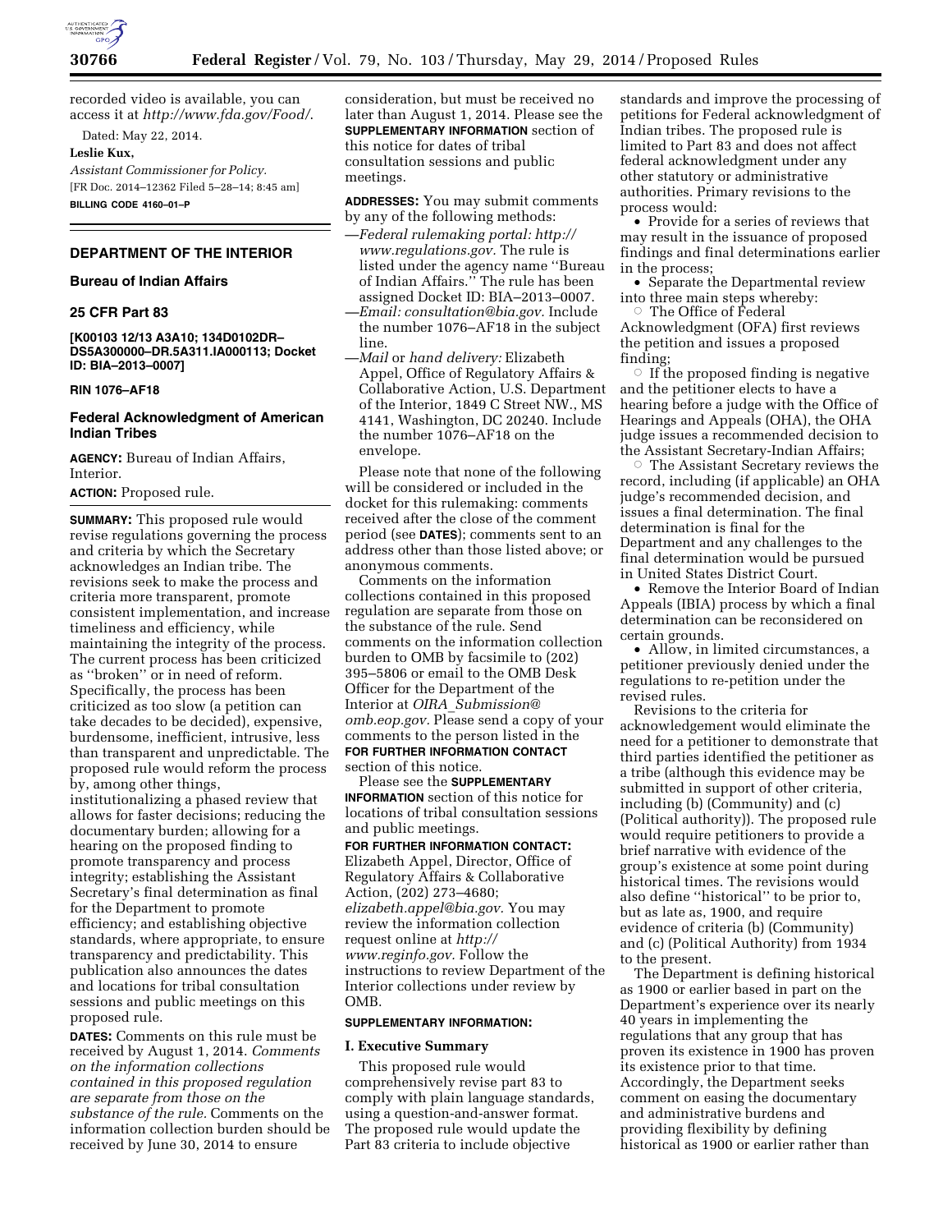recorded video is available, you can access it at *http://www.fda.gov/Food/.*

Dated: May 22, 2014.

**Leslie Kux,**

*Assistant Commissioner for Policy.*

[FR Doc. 2014–12362 Filed 5–28–14; 8:45 am]

**BILLING CODE 4160–01–P**

## DEPARTMENT OF THE INTERIOR

### Bureau of Indian Affairs

### 25 CFR Part 83

**[K00103 12/13 A3A10; 134D0102DR–DS5A300000–DR.5A311.IA000113; Docket ID: BIA–2013–0007]**

**RIN 1076–AF18**

### Federal Acknowledgment of American Indian Tribes

**AGENCY:** Bureau of Indian Affairs, Interior.

**ACTION:** Proposed rule.

**SUMMARY:** This proposed rule would revise regulations governing the process and criteria by which the Secretary acknowledges an Indian tribe. The revisions seek to make the process and criteria more transparent, promote consistent implementation, and increase timeliness and efficiency, while maintaining the integrity of the process. The current process has been criticized as ''broken'' or in need of reform. Specifically, the process has been criticized as too slow (a petition can take decades to be decided), expensive, burdensome, inefficient, intrusive, less than transparent and unpredictable. The proposed rule would reform the process by, among other things, institutionalizing a phased review that allows for faster decisions; reducing the documentary burden; allowing for a hearing on the proposed finding to promote transparency and process integrity; establishing the Assistant Secretary's final determination as final for the Department to promote efficiency; and establishing objective standards, where appropriate, to ensure transparency and predictability. This publication also announces the dates and locations for tribal consultation sessions and public meetings on this proposed rule.

**DATES:** Comments on this rule must be received by August 1, 2014. *Comments on the information collections contained in this proposed regulation are separate from those on the substance of the rule.* Comments on the information collection burden should be received by June 30, 2014 to ensure consideration, but must be received no later than August 1, 2014. Please see the **SUPPLEMENTARY INFORMATION** section of this notice for dates of tribal consultation sessions and public meetings.

**ADDRESSES:** You may submit comments by any of the following methods:

—*Federal rulemaking portal: http://www.regulations.gov.* The rule is listed under the agency name ''Bureau of Indian Affairs.'' The rule has been assigned Docket ID: BIA–2013–0007.

—*Email: consultation@bia.gov.* Include the number 1076–AF18 in the subject line.

—*Mail* or *hand delivery:* Elizabeth Appel, Office of Regulatory Affairs & Collaborative Action, U.S. Department of the Interior, 1849 C Street NW., MS 4141, Washington, DC 20240. Include the number 1076–AF18 on the envelope.

Please note that none of the following will be considered or included in the docket for this rulemaking: comments received after the close of the comment period (see **DATES**); comments sent to an address other than those listed above; or anonymous comments.

Comments on the information collections contained in this proposed regulation are separate from those on the substance of the rule. Send comments on the information collection burden to OMB by facsimile to (202) 395–5806 or email to the OMB Desk Officer for the Department of the Interior at *OIRA_Submission@omb.eop.gov.* Please send a copy of your comments to the person listed in the **FOR FURTHER INFORMATION CONTACT** section of this notice.

Please see the **SUPPLEMENTARY INFORMATION** section of this notice for locations of tribal consultation sessions and public meetings.

**FOR FURTHER INFORMATION CONTACT:** Elizabeth Appel, Director, Office of Regulatory Affairs & Collaborative Action, (202) 273–4680; *elizabeth.appel@bia.gov.* You may review the information collection request online at *http://www.reginfo.gov.* Follow the instructions to review Department of the Interior collections under review by OMB.

**SUPPLEMENTARY INFORMATION:**

### I. Executive Summary

This proposed rule would comprehensively revise part 83 to comply with plain language standards, using a question-and-answer format. The proposed rule would update the Part 83 criteria to include objective standards and improve the processing of petitions for Federal acknowledgment of Indian tribes. The proposed rule is limited to Part 83 and does not affect federal acknowledgment under any other statutory or administrative authorities. Primary revisions to the process would:

- Provide for a series of reviews that may result in the issuance of proposed findings and final determinations earlier in the process;
- Separate the Departmental review into three main steps whereby:
  - The Office of Federal Acknowledgment (OFA) first reviews the petition and issues a proposed finding;
  - If the proposed finding is negative and the petitioner elects to have a hearing before a judge with the Office of Hearings and Appeals (OHA), the OHA judge issues a recommended decision to the Assistant Secretary-Indian Affairs;
  - The Assistant Secretary reviews the record, including (if applicable) an OHA judge's recommended decision, and issues a final determination. The final determination is final for the Department and any challenges to the final determination would be pursued in United States District Court.
- Remove the Interior Board of Indian Appeals (IBIA) process by which a final determination can be reconsidered on certain grounds.
- Allow, in limited circumstances, a petitioner previously denied under the regulations to re-petition under the revised rules.

Revisions to the criteria for acknowledgement would eliminate the need for a petitioner to demonstrate that third parties identified the petitioner as a tribe (although this evidence may be submitted in support of other criteria, including (b) (Community) and (c) (Political authority)). The proposed rule would require petitioners to provide a brief narrative with evidence of the group's existence at some point during historical times. The revisions would also define ''historical'' to be prior to, but as late as, 1900, and require evidence of criteria (b) (Community) and (c) (Political Authority) from 1934 to the present.

The Department is defining historical as 1900 or earlier based in part on the Department's experience over its nearly 40 years in implementing the regulations that any group that has proven its existence in 1900 has proven its existence prior to that time. Accordingly, the Department seeks comment on easing the documentary and administrative burdens and providing flexibility by defining historical as 1900 or earlier rather than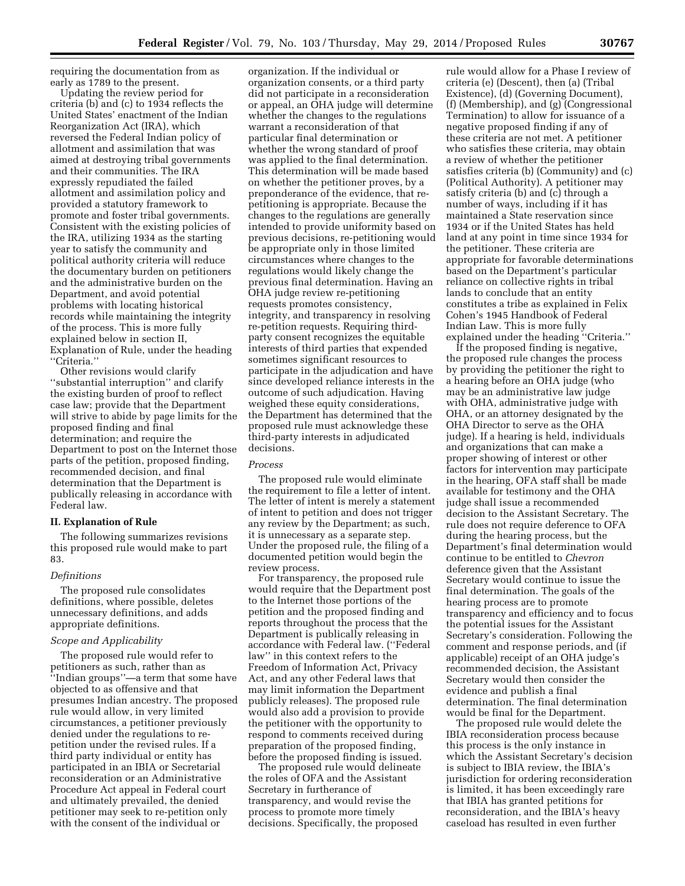requiring the documentation from as early as 1789 to the present.

Updating the review period for criteria (b) and (c) to 1934 reflects the United States' enactment of the Indian Reorganization Act (IRA), which reversed the Federal Indian policy of allotment and assimilation that was aimed at destroying tribal governments and their communities. The IRA expressly repudiated the failed allotment and assimilation policy and provided a statutory framework to promote and foster tribal governments. Consistent with the existing policies of the IRA, utilizing 1934 as the starting year to satisfy the community and political authority criteria will reduce the documentary burden on petitioners and the administrative burden on the Department, and avoid potential problems with locating historical records while maintaining the integrity of the process. This is more fully explained below in section II, Explanation of Rule, under the heading "Criteria."

Other revisions would clarify "substantial interruption" and clarify the existing burden of proof to reflect case law; provide that the Department will strive to abide by page limits for the proposed finding and final determination; and require the Department to post on the Internet those parts of the petition, proposed finding, recommended decision, and final determination that the Department is publically releasing in accordance with Federal law.

## II. Explanation of Rule

The following summarizes revisions this proposed rule would make to part 83.

### *Definitions*

The proposed rule consolidates definitions, where possible, deletes unnecessary definitions, and adds appropriate definitions.

### *Scope and Applicability*

The proposed rule would refer to petitioners as such, rather than as "Indian groups"—a term that some have objected to as offensive and that presumes Indian ancestry. The proposed rule would allow, in very limited circumstances, a petitioner previously denied under the regulations to re-petition under the revised rules. If a third party individual or entity has participated in an IBIA or Secretarial reconsideration or an Administrative Procedure Act appeal in Federal court and ultimately prevailed, the denied petitioner may seek to re-petition only with the consent of the individual or organization. If the individual or organization consents, or a third party did not participate in a reconsideration or appeal, an OHA judge will determine whether the changes to the regulations warrant a reconsideration of that particular final determination or whether the wrong standard of proof was applied to the final determination. This determination will be made based on whether the petitioner proves, by a preponderance of the evidence, that re-petitioning is appropriate. Because the changes to the regulations are generally intended to provide uniformity based on previous decisions, re-petitioning would be appropriate only in those limited circumstances where changes to the regulations would likely change the previous final determination. Having an OHA judge review re-petitioning requests promotes consistency, integrity, and transparency in resolving re-petition requests. Requiring third-party consent recognizes the equitable interests of third parties that expended sometimes significant resources to participate in the adjudication and have since developed reliance interests in the outcome of such adjudication. Having weighed these equity considerations, the Department has determined that the proposed rule must acknowledge these third-party interests in adjudicated decisions.

### *Process*

The proposed rule would eliminate the requirement to file a letter of intent. The letter of intent is merely a statement of intent to petition and does not trigger any review by the Department; as such, it is unnecessary as a separate step. Under the proposed rule, the filing of a documented petition would begin the review process.

For transparency, the proposed rule would require that the Department post to the Internet those portions of the petition and the proposed finding and reports throughout the process that the Department is publically releasing in accordance with Federal law. ("Federal law" in this context refers to the Freedom of Information Act, Privacy Act, and any other Federal laws that may limit information the Department publicly releases). The proposed rule would also add a provision to provide the petitioner with the opportunity to respond to comments received during preparation of the proposed finding, before the proposed finding is issued.

The proposed rule would delineate the roles of OFA and the Assistant Secretary in furtherance of transparency, and would revise the process to promote more timely decisions. Specifically, the proposed rule would allow for a Phase I review of criteria (e) (Descent), then (a) (Tribal Existence), (d) (Governing Document), (f) (Membership), and (g) (Congressional Termination) to allow for issuance of a negative proposed finding if any of these criteria are not met. A petitioner who satisfies these criteria, may obtain a review of whether the petitioner satisfies criteria (b) (Community) and (c) (Political Authority). A petitioner may satisfy criteria (b) and (c) through a number of ways, including if it has maintained a State reservation since 1934 or if the United States has held land at any point in time since 1934 for the petitioner. These criteria are appropriate for favorable determinations based on the Department's particular reliance on collective rights in tribal lands to conclude that an entity constitutes a tribe as explained in Felix Cohen's 1945 Handbook of Federal Indian Law. This is more fully explained under the heading "Criteria."

If the proposed finding is negative, the proposed rule changes the process by providing the petitioner the right to a hearing before an OHA judge (who may be an administrative law judge with OHA, administrative judge with OHA, or an attorney designated by the OHA Director to serve as the OHA judge). If a hearing is held, individuals and organizations that can make a proper showing of interest or other factors for intervention may participate in the hearing, OFA staff shall be made available for testimony and the OHA judge shall issue a recommended decision to the Assistant Secretary. The rule does not require deference to OFA during the hearing process, but the Department's final determination would continue to be entitled to *Chevron* deference given that the Assistant Secretary would continue to issue the final determination. The goals of the hearing process are to promote transparency and efficiency and to focus the potential issues for the Assistant Secretary's consideration. Following the comment and response periods, and (if applicable) receipt of an OHA judge's recommended decision, the Assistant Secretary would then consider the evidence and publish a final determination. The final determination would be final for the Department.

The proposed rule would delete the IBIA reconsideration process because this process is the only instance in which the Assistant Secretary's decision is subject to IBIA review, the IBIA's jurisdiction for ordering reconsideration is limited, it has been exceedingly rare that IBIA has granted petitions for reconsideration, and the IBIA's heavy caseload has resulted in even further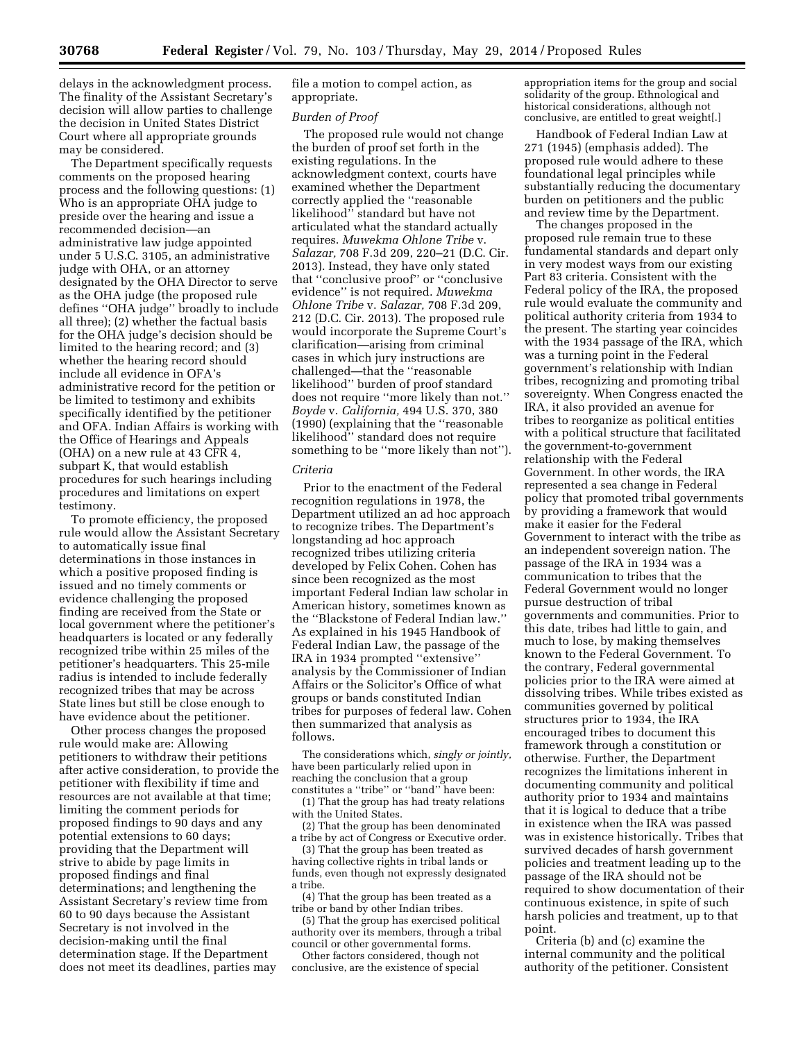delays in the acknowledgment process. The finality of the Assistant Secretary's decision will allow parties to challenge the decision in United States District Court where all appropriate grounds may be considered.

The Department specifically requests comments on the proposed hearing process and the following questions: (1) Who is an appropriate OHA judge to preside over the hearing and issue a recommended decision—an administrative law judge appointed under 5 U.S.C. 3105, an administrative judge with OHA, or an attorney designated by the OHA Director to serve as the OHA judge (the proposed rule defines "OHA judge" broadly to include all three); (2) whether the factual basis for the OHA judge's decision should be limited to the hearing record; and (3) whether the hearing record should include all evidence in OFA's administrative record for the petition or be limited to testimony and exhibits specifically identified by the petitioner and OFA. Indian Affairs is working with the Office of Hearings and Appeals (OHA) on a new rule at 43 CFR 4, subpart K, that would establish procedures for such hearings including procedures and limitations on expert testimony.

To promote efficiency, the proposed rule would allow the Assistant Secretary to automatically issue final determinations in those instances in which a positive proposed finding is issued and no timely comments or evidence challenging the proposed finding are received from the State or local government where the petitioner's headquarters is located or any federally recognized tribe within 25 miles of the petitioner's headquarters. This 25-mile radius is intended to include federally recognized tribes that may be across State lines but still be close enough to have evidence about the petitioner.

Other process changes the proposed rule would make are: Allowing petitioners to withdraw their petitions after active consideration, to provide the petitioner with flexibility if time and resources are not available at that time; limiting the comment periods for proposed findings to 90 days and any potential extensions to 60 days; providing that the Department will strive to abide by page limits in proposed findings and final determinations; and lengthening the Assistant Secretary's review time from 60 to 90 days because the Assistant Secretary is not involved in the decision-making until the final determination stage. If the Department does not meet its deadlines, parties may file a motion to compel action, as appropriate.

*Burden of Proof*

The proposed rule would not change the burden of proof set forth in the existing regulations. In the acknowledgment context, courts have examined whether the Department correctly applied the "reasonable likelihood" standard but have not articulated what the standard actually requires. *Muwekma Ohlone Tribe* v. *Salazar,* 708 F.3d 209, 220–21 (D.C. Cir. 2013). Instead, they have only stated that "conclusive proof" or "conclusive evidence" is not required. *Muwekma Ohlone Tribe* v. *Salazar,* 708 F.3d 209, 212 (D.C. Cir. 2013). The proposed rule would incorporate the Supreme Court's clarification—arising from criminal cases in which jury instructions are challenged—that the "reasonable likelihood" burden of proof standard does not require "more likely than not." *Boyde* v. *California,* 494 U.S. 370, 380 (1990) (explaining that the "reasonable likelihood" standard does not require something to be "more likely than not").

*Criteria*

Prior to the enactment of the Federal recognition regulations in 1978, the Department utilized an ad hoc approach to recognize tribes. The Department's longstanding ad hoc approach recognized tribes utilizing criteria developed by Felix Cohen. Cohen has since been recognized as the most important Federal Indian law scholar in American history, sometimes known as the "Blackstone of Federal Indian law." As explained in his 1945 Handbook of Federal Indian Law, the passage of the IRA in 1934 prompted "extensive" analysis by the Commissioner of Indian Affairs or the Solicitor's Office of what groups or bands constituted Indian tribes for purposes of federal law. Cohen then summarized that analysis as follows.

> The considerations which, *singly or jointly,* have been particularly relied upon in reaching the conclusion that a group constitutes a "tribe" or "band" have been:
>
> (1) That the group has had treaty relations with the United States.
>
> (2) That the group has been denominated a tribe by act of Congress or Executive order.
>
> (3) That the group has been treated as having collective rights in tribal lands or funds, even though not expressly designated a tribe.
>
> (4) That the group has been treated as a tribe or band by other Indian tribes.
>
> (5) That the group has exercised political authority over its members, through a tribal council or other governmental forms.
>
> Other factors considered, though not conclusive, are the existence of special appropriation items for the group and social solidarity of the group. Ethnological and historical considerations, although not conclusive, are entitled to great weight[.]

Handbook of Federal Indian Law at 271 (1945) (emphasis added). The proposed rule would adhere to these foundational legal principles while substantially reducing the documentary burden on petitioners and the public and review time by the Department.

The changes proposed in the proposed rule remain true to these fundamental standards and depart only in very modest ways from our existing Part 83 criteria. Consistent with the Federal policy of the IRA, the proposed rule would evaluate the community and political authority criteria from 1934 to the present. The starting year coincides with the 1934 passage of the IRA, which was a turning point in the Federal government's relationship with Indian tribes, recognizing and promoting tribal sovereignty. When Congress enacted the IRA, it also provided an avenue for tribes to reorganize as political entities with a political structure that facilitated the government-to-government relationship with the Federal Government. In other words, the IRA represented a sea change in Federal policy that promoted tribal governments by providing a framework that would make it easier for the Federal Government to interact with the tribe as an independent sovereign nation. The passage of the IRA in 1934 was a communication to tribes that the Federal Government would no longer pursue destruction of tribal governments and communities. Prior to this date, tribes had little to gain, and much to lose, by making themselves known to the Federal Government. To the contrary, Federal governmental policies prior to the IRA were aimed at dissolving tribes. While tribes existed as communities governed by political structures prior to 1934, the IRA encouraged tribes to document this framework through a constitution or otherwise. Further, the Department recognizes the limitations inherent in documenting community and political authority prior to 1934 and maintains that it is logical to deduce that a tribe in existence when the IRA was passed was in existence historically. Tribes that survived decades of harsh government policies and treatment leading up to the passage of the IRA should not be required to show documentation of their continuous existence, in spite of such harsh policies and treatment, up to that point.

Criteria (b) and (c) examine the internal community and the political authority of the petitioner. Consistent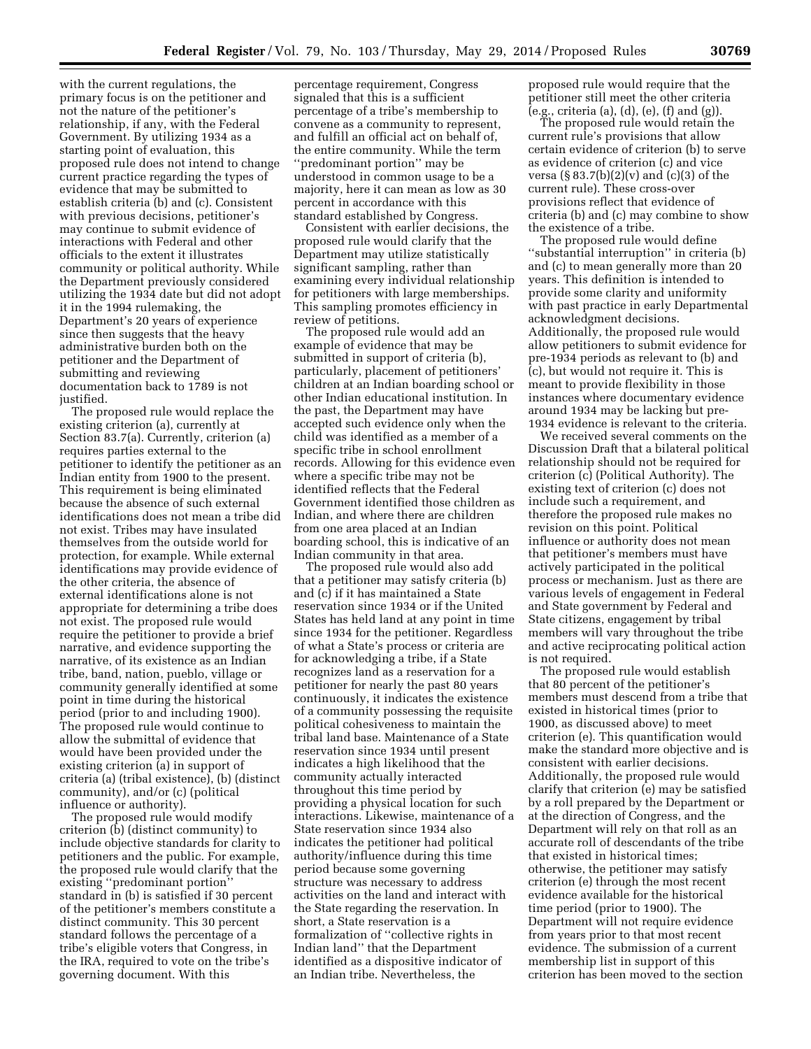with the current regulations, the primary focus is on the petitioner and not the nature of the petitioner's relationship, if any, with the Federal Government. By utilizing 1934 as a starting point of evaluation, this proposed rule does not intend to change current practice regarding the types of evidence that may be submitted to establish criteria (b) and (c). Consistent with previous decisions, petitioner's may continue to submit evidence of interactions with Federal and other officials to the extent it illustrates community or political authority. While the Department previously considered utilizing the 1934 date but did not adopt it in the 1994 rulemaking, the Department's 20 years of experience since then suggests that the heavy administrative burden both on the petitioner and the Department of submitting and reviewing documentation back to 1789 is not justified.

The proposed rule would replace the existing criterion (a), currently at Section 83.7(a). Currently, criterion (a) requires parties external to the petitioner to identify the petitioner as an Indian entity from 1900 to the present. This requirement is being eliminated because the absence of such external identifications does not mean a tribe did not exist. Tribes may have insulated themselves from the outside world for protection, for example. While external identifications may provide evidence of the other criteria, the absence of external identifications alone is not appropriate for determining a tribe does not exist. The proposed rule would require the petitioner to provide a brief narrative, and evidence supporting the narrative, of its existence as an Indian tribe, band, nation, pueblo, village or community generally identified at some point in time during the historical period (prior to and including 1900). The proposed rule would continue to allow the submittal of evidence that would have been provided under the existing criterion (a) in support of criteria (a) (tribal existence), (b) (distinct community), and/or (c) (political influence or authority).

The proposed rule would modify criterion (b) (distinct community) to include objective standards for clarity to petitioners and the public. For example, the proposed rule would clarify that the existing ''predominant portion'' standard in (b) is satisfied if 30 percent of the petitioner's members constitute a distinct community. This 30 percent standard follows the percentage of a tribe's eligible voters that Congress, in the IRA, required to vote on the tribe's governing document. With this percentage requirement, Congress signaled that this is a sufficient percentage of a tribe's membership to convene as a community to represent, and fulfill an official act on behalf of, the entire community. While the term ''predominant portion'' may be understood in common usage to be a majority, here it can mean as low as 30 percent in accordance with this standard established by Congress.

Consistent with earlier decisions, the proposed rule would clarify that the Department may utilize statistically significant sampling, rather than examining every individual relationship for petitioners with large memberships. This sampling promotes efficiency in review of petitions.

The proposed rule would add an example of evidence that may be submitted in support of criteria (b), particularly, placement of petitioners' children at an Indian boarding school or other Indian educational institution. In the past, the Department may have accepted such evidence only when the child was identified as a member of a specific tribe in school enrollment records. Allowing for this evidence even where a specific tribe may not be identified reflects that the Federal Government identified those children as Indian, and where there are children from one area placed at an Indian boarding school, this is indicative of an Indian community in that area.

The proposed rule would also add that a petitioner may satisfy criteria (b) and (c) if it has maintained a State reservation since 1934 or if the United States has held land at any point in time since 1934 for the petitioner. Regardless of what a State's process or criteria are for acknowledging a tribe, if a State recognizes land as a reservation for a petitioner for nearly the past 80 years continuously, it indicates the existence of a community possessing the requisite political cohesiveness to maintain the tribal land base. Maintenance of a State reservation since 1934 until present indicates a high likelihood that the community actually interacted throughout this time period by providing a physical location for such interactions. Likewise, maintenance of a State reservation since 1934 also indicates the petitioner had political authority/influence during this time period because some governing structure was necessary to address activities on the land and interact with the State regarding the reservation. In short, a State reservation is a formalization of ''collective rights in Indian land'' that the Department identified as a dispositive indicator of an Indian tribe. Nevertheless, the proposed rule would require that the petitioner still meet the other criteria (e.g., criteria (a), (d), (e), (f) and (g)).

The proposed rule would retain the current rule's provisions that allow certain evidence of criterion (b) to serve as evidence of criterion (c) and vice versa (§ 83.7(b)(2)(v) and (c)(3) of the current rule). These cross-over provisions reflect that evidence of criteria (b) and (c) may combine to show the existence of a tribe.

The proposed rule would define ''substantial interruption'' in criteria (b) and (c) to mean generally more than 20 years. This definition is intended to provide some clarity and uniformity with past practice in early Departmental acknowledgment decisions. Additionally, the proposed rule would allow petitioners to submit evidence for pre-1934 periods as relevant to (b) and (c), but would not require it. This is meant to provide flexibility in those instances where documentary evidence around 1934 may be lacking but pre-1934 evidence is relevant to the criteria.

We received several comments on the Discussion Draft that a bilateral political relationship should not be required for criterion (c) (Political Authority). The existing text of criterion (c) does not include such a requirement, and therefore the proposed rule makes no revision on this point. Political influence or authority does not mean that petitioner's members must have actively participated in the political process or mechanism. Just as there are various levels of engagement in Federal and State government by Federal and State citizens, engagement by tribal members will vary throughout the tribe and active reciprocating political action is not required.

The proposed rule would establish that 80 percent of the petitioner's members must descend from a tribe that existed in historical times (prior to 1900, as discussed above) to meet criterion (e). This quantification would make the standard more objective and is consistent with earlier decisions. Additionally, the proposed rule would clarify that criterion (e) may be satisfied by a roll prepared by the Department or at the direction of Congress, and the Department will rely on that roll as an accurate roll of descendants of the tribe that existed in historical times; otherwise, the petitioner may satisfy criterion (e) through the most recent evidence available for the historical time period (prior to 1900). The Department will not require evidence from years prior to that most recent evidence. The submission of a current membership list in support of this criterion has been moved to the section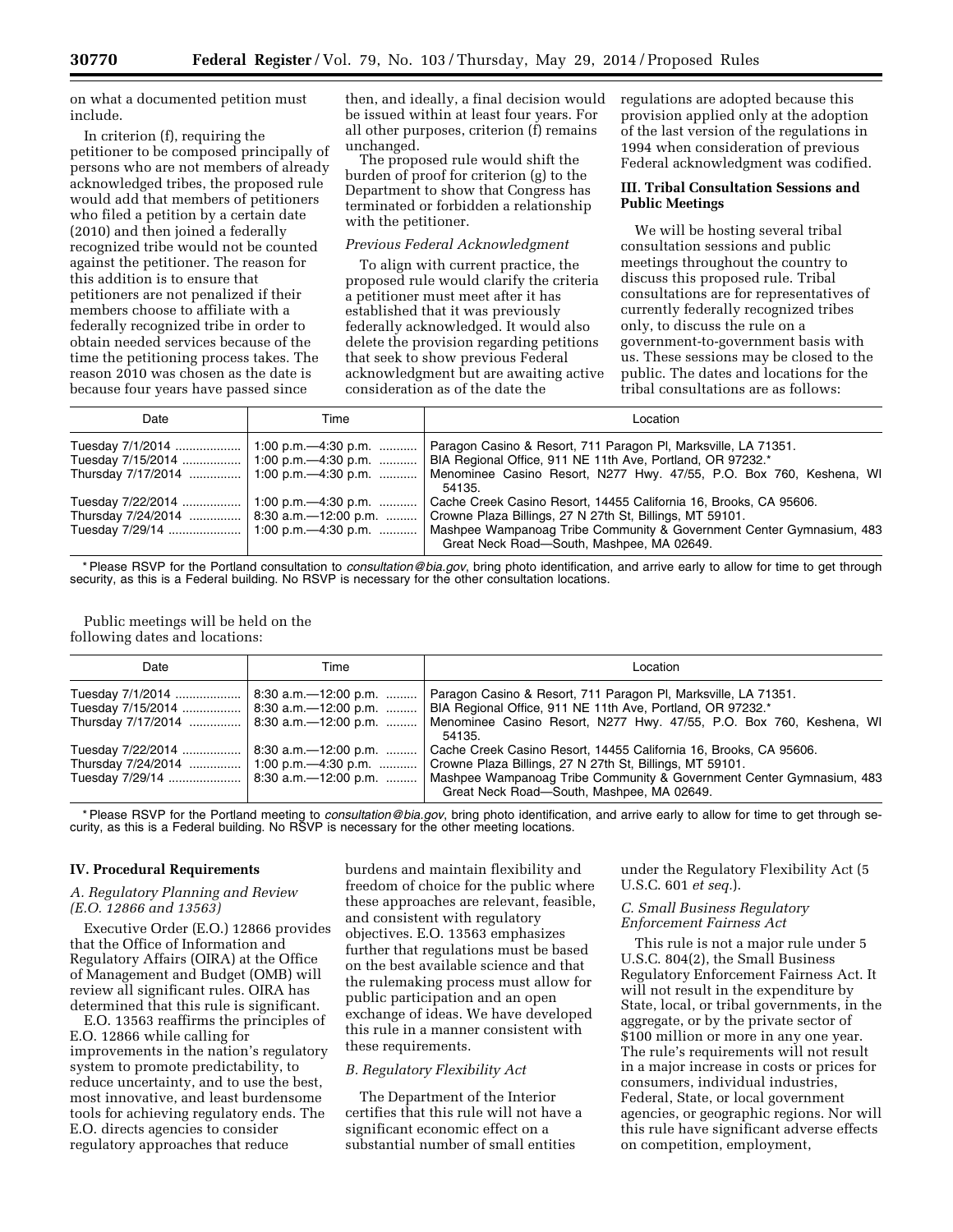on what a documented petition must include.

In criterion (f), requiring the petitioner to be composed principally of persons who are not members of already acknowledged tribes, the proposed rule would add that members of petitioners who filed a petition by a certain date (2010) and then joined a federally recognized tribe would not be counted against the petitioner. The reason for this addition is to ensure that petitioners are not penalized if their members choose to affiliate with a federally recognized tribe in order to obtain needed services because of the time the petitioning process takes. The reason 2010 was chosen as the date is because four years have passed since then, and ideally, a final decision would be issued within at least four years. For all other purposes, criterion (f) remains unchanged.

The proposed rule would shift the burden of proof for criterion (g) to the Department to show that Congress has terminated or forbidden a relationship with the petitioner.

*Previous Federal Acknowledgment*

To align with current practice, the proposed rule would clarify the criteria a petitioner must meet after it has established that it was previously federally acknowledged. It would also delete the provision regarding petitions that seek to show previous Federal acknowledgment but are awaiting active consideration as of the date the regulations are adopted because this provision applied only at the adoption of the last version of the regulations in 1994 when consideration of previous Federal acknowledgment was codified.

### III. Tribal Consultation Sessions and Public Meetings

We will be hosting several tribal consultation sessions and public meetings throughout the country to discuss this proposed rule. Tribal consultations are for representatives of currently federally recognized tribes only, to discuss the rule on a government-to-government basis with us. These sessions may be closed to the public. The dates and locations for the tribal consultations are as follows:

| Date | Time | Location |
|---|---|---|
| Tuesday 7/1/2014 | 1:00 p.m.—4:30 p.m. | Paragon Casino & Resort, 711 Paragon Pl, Marksville, LA 71351. |
| Tuesday 7/15/2014 | 1:00 p.m.—4:30 p.m. | BIA Regional Office, 911 NE 11th Ave, Portland, OR 97232.* |
| Thursday 7/17/2014 | 1:00 p.m.—4:30 p.m. | Menominee Casino Resort, N277 Hwy. 47/55, P.O. Box 760, Keshena, WI 54135. |
| Tuesday 7/22/2014 | 1:00 p.m.—4:30 p.m. | Cache Creek Casino Resort, 14455 California 16, Brooks, CA 95606. |
| Thursday 7/24/2014 | 8:30 a.m.—12:00 p.m. | Crowne Plaza Billings, 27 N 27th St, Billings, MT 59101. |
| Tuesday 7/29/14 | 1:00 p.m.—4:30 p.m. | Mashpee Wampanoag Tribe Community & Government Center Gymnasium, 483 Great Neck Road—South, Mashpee, MA 02649. |

\* Please RSVP for the Portland consultation to *consultation@bia.gov*, bring photo identification, and arrive early to allow for time to get through security, as this is a Federal building. No RSVP is necessary for the other consultation locations.

Public meetings will be held on the following dates and locations:

| Date | Time | Location |
|---|---|---|
| Tuesday 7/1/2014 | 8:30 a.m.—12:00 p.m. | Paragon Casino & Resort, 711 Paragon Pl, Marksville, LA 71351. |
| Tuesday 7/15/2014 | 8:30 a.m.—12:00 p.m. | BIA Regional Office, 911 NE 11th Ave, Portland, OR 97232.* |
| Thursday 7/17/2014 | 8:30 a.m.—12:00 p.m. | Menominee Casino Resort, N277 Hwy. 47/55, P.O. Box 760, Keshena, WI 54135. |
| Tuesday 7/22/2014 | 8:30 a.m.—12:00 p.m. | Cache Creek Casino Resort, 14455 California 16, Brooks, CA 95606. |
| Thursday 7/24/2014 | 1:00 p.m.—4:30 p.m. | Crowne Plaza Billings, 27 N 27th St, Billings, MT 59101. |
| Tuesday 7/29/14 | 8:30 a.m.—12:00 p.m. | Mashpee Wampanoag Tribe Community & Government Center Gymnasium, 483 Great Neck Road—South, Mashpee, MA 02649. |

\* Please RSVP for the Portland meeting to *consultation@bia.gov*, bring photo identification, and arrive early to allow for time to get through security, as this is a Federal building. No RSVP is necessary for the other meeting locations.

### IV. Procedural Requirements

*A. Regulatory Planning and Review (E.O. 12866 and 13563)*

Executive Order (E.O.) 12866 provides that the Office of Information and Regulatory Affairs (OIRA) at the Office of Management and Budget (OMB) will review all significant rules. OIRA has determined that this rule is significant.

E.O. 13563 reaffirms the principles of E.O. 12866 while calling for improvements in the nation's regulatory system to promote predictability, to reduce uncertainty, and to use the best, most innovative, and least burdensome tools for achieving regulatory ends. The E.O. directs agencies to consider regulatory approaches that reduce burdens and maintain flexibility and freedom of choice for the public where these approaches are relevant, feasible, and consistent with regulatory objectives. E.O. 13563 emphasizes further that regulations must be based on the best available science and that the rulemaking process must allow for public participation and an open exchange of ideas. We have developed this rule in a manner consistent with these requirements.

*B. Regulatory Flexibility Act*

The Department of the Interior certifies that this rule will not have a significant economic effect on a substantial number of small entities under the Regulatory Flexibility Act (5 U.S.C. 601 *et seq.*).

*C. Small Business Regulatory Enforcement Fairness Act*

This rule is not a major rule under 5 U.S.C. 804(2), the Small Business Regulatory Enforcement Fairness Act. It will not result in the expenditure by State, local, or tribal governments, in the aggregate, or by the private sector of $100 million or more in any one year. The rule's requirements will not result in a major increase in costs or prices for consumers, individual industries, Federal, State, or local government agencies, or geographic regions. Nor will this rule have significant adverse effects on competition, employment,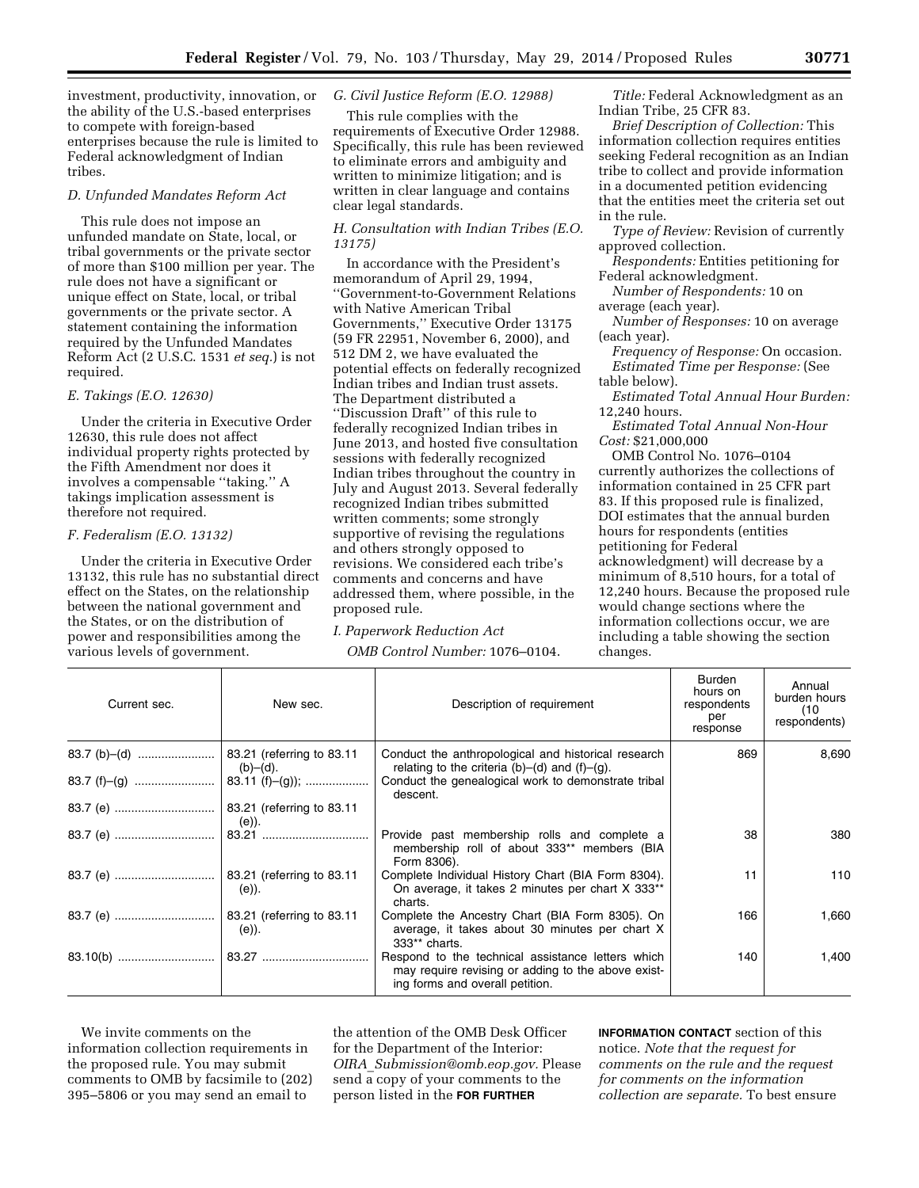investment, productivity, innovation, or the ability of the U.S.-based enterprises to compete with foreign-based enterprises because the rule is limited to Federal acknowledgment of Indian tribes.

*D. Unfunded Mandates Reform Act*

This rule does not impose an unfunded mandate on State, local, or tribal governments or the private sector of more than $100 million per year. The rule does not have a significant or unique effect on State, local, or tribal governments or the private sector. A statement containing the information required by the Unfunded Mandates Reform Act (2 U.S.C. 1531 *et seq.*) is not required.

*E. Takings (E.O. 12630)*

Under the criteria in Executive Order 12630, this rule does not affect individual property rights protected by the Fifth Amendment nor does it involves a compensable ''taking.'' A takings implication assessment is therefore not required.

*F. Federalism (E.O. 13132)*

Under the criteria in Executive Order 13132, this rule has no substantial direct effect on the States, on the relationship between the national government and the States, or on the distribution of power and responsibilities among the various levels of government.

*G. Civil Justice Reform (E.O. 12988)*

This rule complies with the requirements of Executive Order 12988. Specifically, this rule has been reviewed to eliminate errors and ambiguity and written to minimize litigation; and is written in clear language and contains clear legal standards.

*H. Consultation with Indian Tribes (E.O. 13175)*

In accordance with the President's memorandum of April 29, 1994, ''Government-to-Government Relations with Native American Tribal Governments,'' Executive Order 13175 (59 FR 22951, November 6, 2000), and 512 DM 2, we have evaluated the potential effects on federally recognized Indian tribes and Indian trust assets. The Department distributed a ''Discussion Draft'' of this rule to federally recognized Indian tribes in June 2013, and hosted five consultation sessions with federally recognized Indian tribes throughout the country in July and August 2013. Several federally recognized Indian tribes submitted written comments; some strongly supportive of revising the regulations and others strongly opposed to revisions. We considered each tribe's comments and concerns and have addressed them, where possible, in the proposed rule.

*I. Paperwork Reduction Act*

*OMB Control Number:* 1076–0104.

*Title:* Federal Acknowledgment as an Indian Tribe, 25 CFR 83.

*Brief Description of Collection:* This information collection requires entities seeking Federal recognition as an Indian tribe to collect and provide information in a documented petition evidencing that the entities meet the criteria set out in the rule.

*Type of Review:* Revision of currently approved collection.

*Respondents:* Entities petitioning for Federal acknowledgment.

*Number of Respondents:* 10 on average (each year).

*Number of Responses:* 10 on average (each year).

*Frequency of Response:* On occasion.

*Estimated Time per Response:* (See table below).

*Estimated Total Annual Hour Burden:* 12,240 hours.

*Estimated Total Annual Non-Hour Cost:* $21,000,000

OMB Control No. 1076–0104 currently authorizes the collections of information contained in 25 CFR part 83. If this proposed rule is finalized, DOI estimates that the annual burden hours for respondents (entities petitioning for Federal acknowledgment) will decrease by a minimum of 8,510 hours, for a total of 12,240 hours. Because the proposed rule would change sections where the information collections occur, we are including a table showing the section changes.

| Current sec. | New sec. | Description of requirement | Burden hours on respondents per response | Annual burden hours (10 respondents) |
|---|---|---|---|---|
| 83.7 (b)–(d) | 83.21 (referring to 83.11 (b)–(d). | Conduct the anthropological and historical research relating to the criteria (b)–(d) and (f)–(g). | 869 | 8,690 |
| 83.7 (f)–(g) | 83.11 (f)–(g)); | Conduct the genealogical work to demonstrate tribal descent. | | |
| 83.7 (e) | 83.21 (referring to 83.11 (e)). | | | |
| 83.7 (e) | 83.21 | Provide past membership rolls and complete a membership roll of about 333** members (BIA Form 8306). | 38 | 380 |
| 83.7 (e) | 83.21 (referring to 83.11 (e)). | Complete Individual History Chart (BIA Form 8304). On average, it takes 2 minutes per chart X 333** charts. | 11 | 110 |
| 83.7 (e) | 83.21 (referring to 83.11 (e)). | Complete the Ancestry Chart (BIA Form 8305). On average, it takes about 30 minutes per chart X 333** charts. | 166 | 1,660 |
| 83.10(b) | 83.27 | Respond to the technical assistance letters which may require revising or adding to the above existing forms and overall petition. | 140 | 1,400 |

We invite comments on the information collection requirements in the proposed rule. You may submit comments to OMB by facsimile to (202) 395–5806 or you may send an email to the attention of the OMB Desk Officer for the Department of the Interior: *OIRA_Submission@omb.eop.gov.* Please send a copy of your comments to the person listed in the **FOR FURTHER INFORMATION CONTACT** section of this notice. *Note that the request for comments on the rule and the request for comments on the information collection are separate.* To best ensure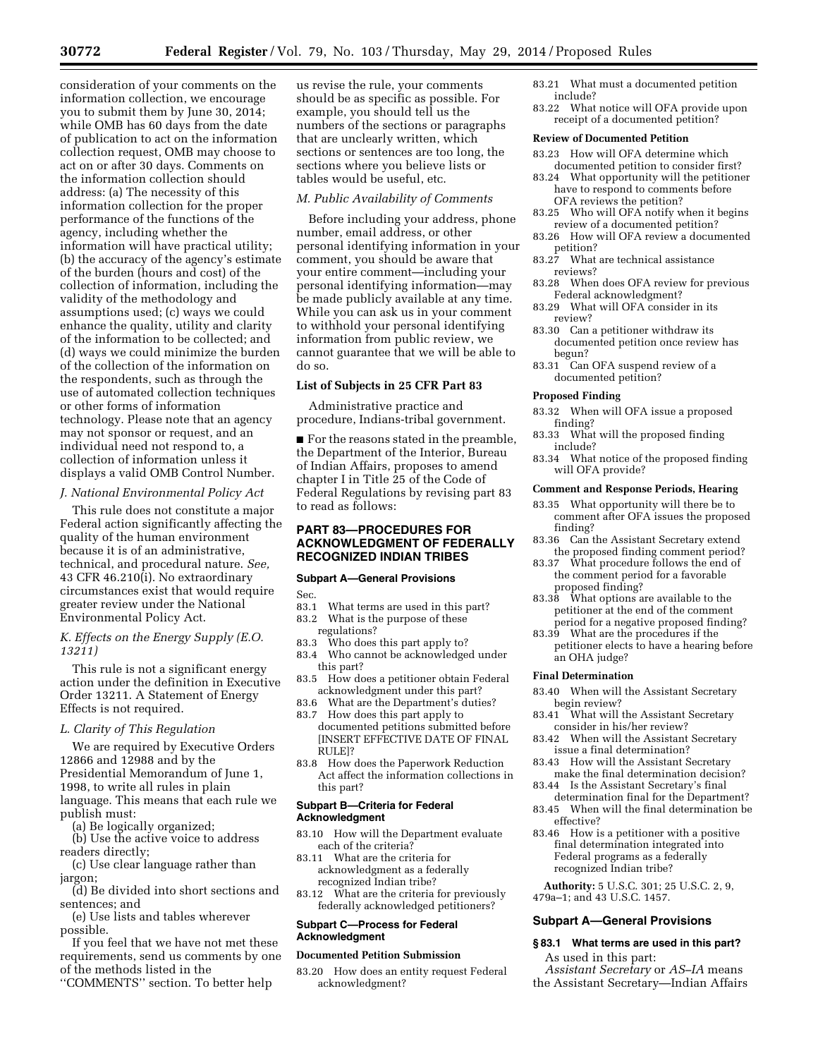consideration of your comments on the information collection, we encourage you to submit them by June 30, 2014; while OMB has 60 days from the date of publication to act on the information collection request, OMB may choose to act on or after 30 days. Comments on the information collection should address: (a) The necessity of this information collection for the proper performance of the functions of the agency, including whether the information will have practical utility; (b) the accuracy of the agency's estimate of the burden (hours and cost) of the collection of information, including the validity of the methodology and assumptions used; (c) ways we could enhance the quality, utility and clarity of the information to be collected; and (d) ways we could minimize the burden of the collection of the information on the respondents, such as through the use of automated collection techniques or other forms of information technology. Please note that an agency may not sponsor or request, and an individual need not respond to, a collection of information unless it displays a valid OMB Control Number.

### *J. National Environmental Policy Act*

This rule does not constitute a major Federal action significantly affecting the quality of the human environment because it is of an administrative, technical, and procedural nature. *See,* 43 CFR 46.210(i). No extraordinary circumstances exist that would require greater review under the National Environmental Policy Act.

### *K. Effects on the Energy Supply (E.O. 13211)*

This rule is not a significant energy action under the definition in Executive Order 13211. A Statement of Energy Effects is not required.

### *L. Clarity of This Regulation*

We are required by Executive Orders 12866 and 12988 and by the Presidential Memorandum of June 1, 1998, to write all rules in plain language. This means that each rule we publish must:

(a) Be logically organized;

(b) Use the active voice to address readers directly;

(c) Use clear language rather than jargon;

(d) Be divided into short sections and sentences; and

(e) Use lists and tables wherever possible.

If you feel that we have not met these requirements, send us comments by one of the methods listed in the ''COMMENTS'' section. To better help us revise the rule, your comments should be as specific as possible. For example, you should tell us the numbers of the sections or paragraphs that are unclearly written, which sections or sentences are too long, the sections where you believe lists or tables would be useful, etc.

### *M. Public Availability of Comments*

Before including your address, phone number, email address, or other personal identifying information in your comment, you should be aware that your entire comment—including your personal identifying information—may be made publicly available at any time. While you can ask us in your comment to withhold your personal identifying information from public review, we cannot guarantee that we will be able to do so.

### List of Subjects in 25 CFR Part 83

Administrative practice and procedure, Indians-tribal government.

■ For the reasons stated in the preamble, the Department of the Interior, Bureau of Indian Affairs, proposes to amend chapter I in Title 25 of the Code of Federal Regulations by revising part 83 to read as follows:

## PART 83—PROCEDURES FOR ACKNOWLEDGMENT OF FEDERALLY RECOGNIZED INDIAN TRIBES

### Subpart A—General Provisions

Sec.

83.1 What terms are used in this part?
83.2 What is the purpose of these regulations?
83.3 Who does this part apply to?
83.4 Who cannot be acknowledged under this part?
83.5 How does a petitioner obtain Federal acknowledgment under this part?
83.6 What are the Department's duties?
83.7 How does this part apply to documented petitions submitted before [INSERT EFFECTIVE DATE OF FINAL RULE]?
83.8 How does the Paperwork Reduction Act affect the information collections in this part?

### Subpart B—Criteria for Federal Acknowledgment

83.10 How will the Department evaluate each of the criteria?
83.11 What are the criteria for acknowledgment as a federally recognized Indian tribe?
83.12 What are the criteria for previously federally acknowledged petitioners?

### Subpart C—Process for Federal Acknowledgment

**Documented Petition Submission**

83.20 How does an entity request Federal acknowledgment?
83.21 What must a documented petition include?
83.22 What notice will OFA provide upon receipt of a documented petition?

**Review of Documented Petition**

83.23 How will OFA determine which documented petition to consider first?
83.24 What opportunity will the petitioner have to respond to comments before OFA reviews the petition?
83.25 Who will OFA notify when it begins review of a documented petition?
83.26 How will OFA review a documented petition?
83.27 What are technical assistance reviews?
83.28 When does OFA review for previous Federal acknowledgment?
83.29 What will OFA consider in its review?
83.30 Can a petitioner withdraw its documented petition once review has begun?
83.31 Can OFA suspend review of a documented petition?

**Proposed Finding**

83.32 When will OFA issue a proposed finding?
83.33 What will the proposed finding include?
83.34 What notice of the proposed finding will OFA provide?

**Comment and Response Periods, Hearing**

83.35 What opportunity will there be to comment after OFA issues the proposed finding?
83.36 Can the Assistant Secretary extend the proposed finding comment period?
83.37 What procedure follows the end of the comment period for a favorable proposed finding?
83.38 What options are available to the petitioner at the end of the comment period for a negative proposed finding?
83.39 What are the procedures if the petitioner elects to have a hearing before an OHA judge?

**Final Determination**

83.40 When will the Assistant Secretary begin review?
83.41 What will the Assistant Secretary consider in his/her review?
83.42 When will the Assistant Secretary issue a final determination?
83.43 How will the Assistant Secretary make the final determination decision?
83.44 Is the Assistant Secretary's final determination final for the Department?
83.45 When will the final determination be effective?
83.46 How is a petitioner with a positive final determination integrated into Federal programs as a federally recognized Indian tribe?

**Authority:** 5 U.S.C. 301; 25 U.S.C. 2, 9, 479a–1; and 43 U.S.C. 1457.

### Subpart A—General Provisions

#### § 83.1 What terms are used in this part?

As used in this part:

*Assistant Secretary* or *AS–IA* means the Assistant Secretary—Indian Affairs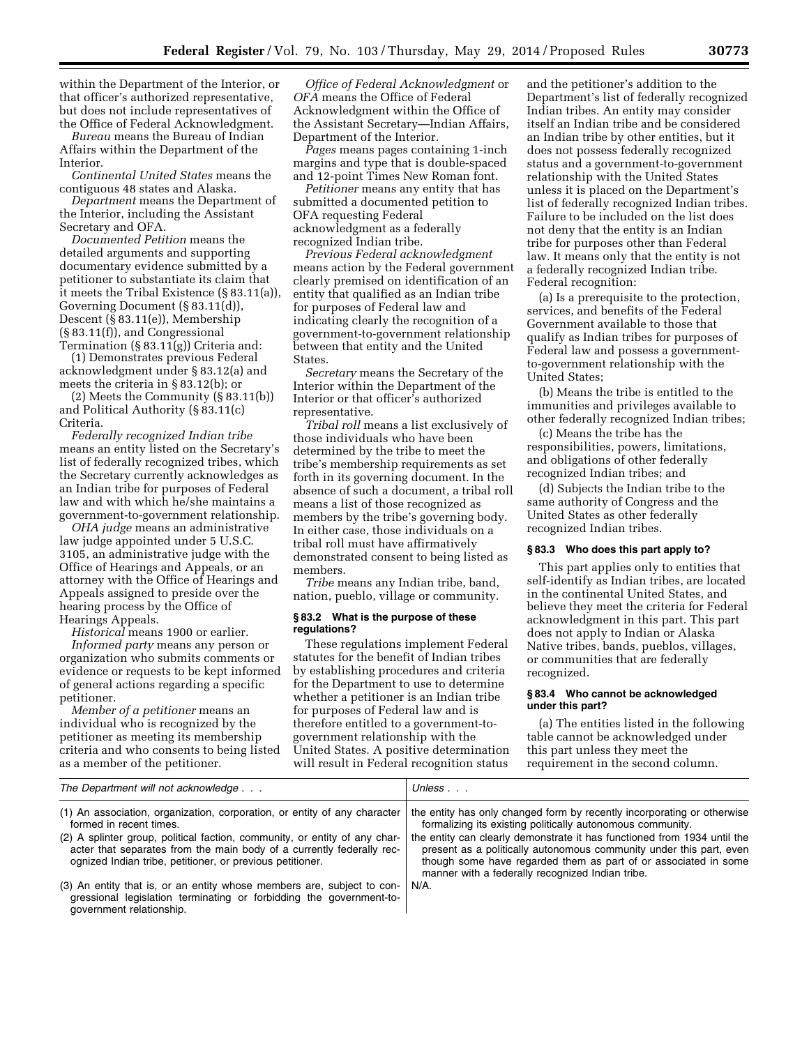within the Department of the Interior, or that officer's authorized representative, but does not include representatives of the Office of Federal Acknowledgment.

*Bureau* means the Bureau of Indian Affairs within the Department of the Interior.

*Continental United States* means the contiguous 48 states and Alaska.

*Department* means the Department of the Interior, including the Assistant Secretary and OFA.

*Documented Petition* means the detailed arguments and supporting documentary evidence submitted by a petitioner to substantiate its claim that it meets the Tribal Existence (§ 83.11(a)), Governing Document (§ 83.11(d)), Descent (§ 83.11(e)), Membership (§ 83.11(f)), and Congressional Termination (§ 83.11(g)) Criteria and:

(1) Demonstrates previous Federal acknowledgment under § 83.12(a) and meets the criteria in § 83.12(b); or

(2) Meets the Community (§ 83.11(b)) and Political Authority (§ 83.11(c) Criteria.

*Federally recognized Indian tribe* means an entity listed on the Secretary's list of federally recognized tribes, which the Secretary currently acknowledges as an Indian tribe for purposes of Federal law and with which he/she maintains a government-to-government relationship.

*OHA judge* means an administrative law judge appointed under 5 U.S.C. 3105, an administrative judge with the Office of Hearings and Appeals, or an attorney with the Office of Hearings and Appeals assigned to preside over the hearing process by the Office of Hearings Appeals.

*Historical* means 1900 or earlier.

*Informed party* means any person or organization who submits comments or evidence or requests to be kept informed of general actions regarding a specific petitioner.

*Member of a petitioner* means an individual who is recognized by the petitioner as meeting its membership criteria and who consents to being listed as a member of the petitioner.

*Office of Federal Acknowledgment* or *OFA* means the Office of Federal Acknowledgment within the Office of the Assistant Secretary—Indian Affairs, Department of the Interior.

*Pages* means pages containing 1-inch margins and type that is double-spaced and 12-point Times New Roman font.

*Petitioner* means any entity that has submitted a documented petition to OFA requesting Federal acknowledgment as a federally recognized Indian tribe.

*Previous Federal acknowledgment* means action by the Federal government clearly premised on identification of an entity that qualified as an Indian tribe for purposes of Federal law and indicating clearly the recognition of a government-to-government relationship between that entity and the United States.

*Secretary* means the Secretary of the Interior within the Department of the Interior or that officer's authorized representative.

*Tribal roll* means a list exclusively of those individuals who have been determined by the tribe to meet the tribe's membership requirements as set forth in its governing document. In the absence of such a document, a tribal roll means a list of those recognized as members by the tribe's governing body. In either case, those individuals on a tribal roll must have affirmatively demonstrated consent to being listed as members.

*Tribe* means any Indian tribe, band, nation, pueblo, village or community.

### § 83.2 What is the purpose of these regulations?

These regulations implement Federal statutes for the benefit of Indian tribes by establishing procedures and criteria for the Department to use to determine whether a petitioner is an Indian tribe for purposes of Federal law and is therefore entitled to a government-to-government relationship with the United States. A positive determination will result in Federal recognition status and the petitioner's addition to the Department's list of federally recognized Indian tribes. An entity may consider itself an Indian tribe and be considered an Indian tribe by other entities, but it does not possess federally recognized status and a government-to-government relationship with the United States unless it is placed on the Department's list of federally recognized Indian tribes. Failure to be included on the list does not deny that the entity is an Indian tribe for purposes other than Federal law. It means only that the entity is not a federally recognized Indian tribe. Federal recognition:

(a) Is a prerequisite to the protection, services, and benefits of the Federal Government available to those that qualify as Indian tribes for purposes of Federal law and possess a government-to-government relationship with the United States;

(b) Means the tribe is entitled to the immunities and privileges available to other federally recognized Indian tribes;

(c) Means the tribe has the responsibilities, powers, limitations, and obligations of other federally recognized Indian tribes; and

(d) Subjects the Indian tribe to the same authority of Congress and the United States as other federally recognized Indian tribes.

### § 83.3 Who does this part apply to?

This part applies only to entities that self-identify as Indian tribes, are located in the continental United States, and believe they meet the criteria for Federal acknowledgment in this part. This part does not apply to Indian or Alaska Native tribes, bands, pueblos, villages, or communities that are federally recognized.

### § 83.4 Who cannot be acknowledged under this part?

(a) The entities listed in the following table cannot be acknowledged under this part unless they meet the requirement in the second column.

| *The Department will not acknowledge . . .* | *Unless . . .* |
|---|---|
| (1) An association, organization, corporation, or entity of any character formed in recent times. | the entity has only changed form by recently incorporating or otherwise formalizing its existing politically autonomous community. |
| (2) A splinter group, political faction, community, or entity of any character that separates from the main body of a currently federally recognized Indian tribe, petitioner, or previous petitioner. | the entity can clearly demonstrate it has functioned from 1934 until the present as a politically autonomous community under this part, even though some have regarded them as part of or associated in some manner with a federally recognized Indian tribe. |
| (3) An entity that is, or an entity whose members are, subject to congressional legislation terminating or forbidding the government-to-government relationship. | N/A. |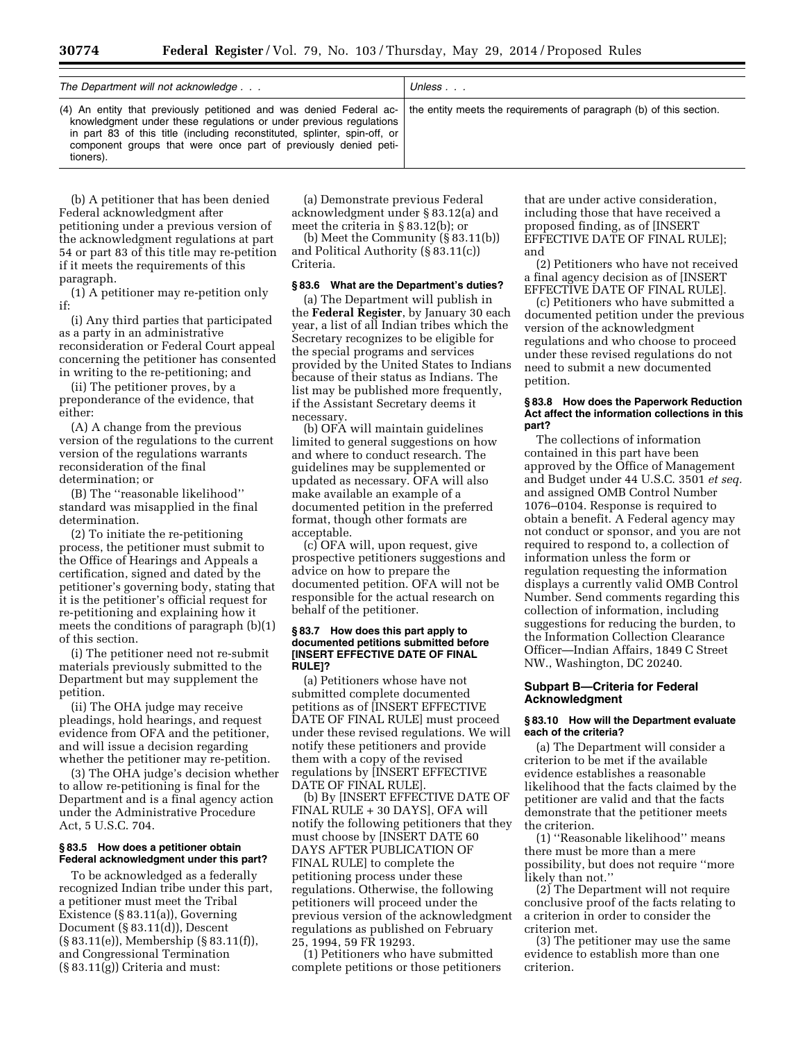| *The Department will not acknowledge . . .* | *Unless . . .* |
|---|---|
| (4) An entity that previously petitioned and was denied Federal acknowledgment under these regulations or under previous regulations in part 83 of this title (including reconstituted, splinter, spin-off, or component groups that were once part of previously denied petitioners). | the entity meets the requirements of paragraph (b) of this section. |

(b) A petitioner that has been denied Federal acknowledgment after petitioning under a previous version of the acknowledgment regulations at part 54 or part 83 of this title may re-petition if it meets the requirements of this paragraph.

(1) A petitioner may re-petition only if:

(i) Any third parties that participated as a party in an administrative reconsideration or Federal Court appeal concerning the petitioner has consented in writing to the re-petitioning; and

(ii) The petitioner proves, by a preponderance of the evidence, that either:

(A) A change from the previous version of the regulations to the current version of the regulations warrants reconsideration of the final determination; or

(B) The ''reasonable likelihood'' standard was misapplied in the final determination.

(2) To initiate the re-petitioning process, the petitioner must submit to the Office of Hearings and Appeals a certification, signed and dated by the petitioner's governing body, stating that it is the petitioner's official request for re-petitioning and explaining how it meets the conditions of paragraph (b)(1) of this section.

(i) The petitioner need not re-submit materials previously submitted to the Department but may supplement the petition.

(ii) The OHA judge may receive pleadings, hold hearings, and request evidence from OFA and the petitioner, and will issue a decision regarding whether the petitioner may re-petition.

(3) The OHA judge's decision whether to allow re-petitioning is final for the Department and is a final agency action under the Administrative Procedure Act, 5 U.S.C. 704.

### § 83.5 How does a petitioner obtain Federal acknowledgment under this part?

To be acknowledged as a federally recognized Indian tribe under this part, a petitioner must meet the Tribal Existence (§ 83.11(a)), Governing Document (§ 83.11(d)), Descent (§ 83.11(e)), Membership (§ 83.11(f)), and Congressional Termination (§ 83.11(g)) Criteria and must:

(a) Demonstrate previous Federal acknowledgment under § 83.12(a) and meet the criteria in § 83.12(b); or

(b) Meet the Community (§ 83.11(b)) and Political Authority (§ 83.11(c)) Criteria.

### § 83.6 What are the Department's duties?

(a) The Department will publish in the **Federal Register**, by January 30 each year, a list of all Indian tribes which the Secretary recognizes to be eligible for the special programs and services provided by the United States to Indians because of their status as Indians. The list may be published more frequently, if the Assistant Secretary deems it necessary.

(b) OFA will maintain guidelines limited to general suggestions on how and where to conduct research. The guidelines may be supplemented or updated as necessary. OFA will also make available an example of a documented petition in the preferred format, though other formats are acceptable.

(c) OFA will, upon request, give prospective petitioners suggestions and advice on how to prepare the documented petition. OFA will not be responsible for the actual research on behalf of the petitioner.

### § 83.7 How does this part apply to documented petitions submitted before [INSERT EFFECTIVE DATE OF FINAL RULE]?

(a) Petitioners whose have not submitted complete documented petitions as of [INSERT EFFECTIVE DATE OF FINAL RULE] must proceed under these revised regulations. We will notify these petitioners and provide them with a copy of the revised regulations by [INSERT EFFECTIVE DATE OF FINAL RULE].

(b) By [INSERT EFFECTIVE DATE OF FINAL RULE + 30 DAYS], OFA will notify the following petitioners that they must choose by [INSERT DATE 60 DAYS AFTER PUBLICATION OF FINAL RULE] to complete the petitioning process under these regulations. Otherwise, the following petitioners will proceed under the previous version of the acknowledgment regulations as published on February 25, 1994, 59 FR 19293.

(1) Petitioners who have submitted complete petitions or those petitioners that are under active consideration, including those that have received a proposed finding, as of [INSERT EFFECTIVE DATE OF FINAL RULE]; and

(2) Petitioners who have not received a final agency decision as of [INSERT EFFECTIVE DATE OF FINAL RULE].

(c) Petitioners who have submitted a documented petition under the previous version of the acknowledgment regulations and who choose to proceed under these revised regulations do not need to submit a new documented petition.

### § 83.8 How does the Paperwork Reduction Act affect the information collections in this part?

The collections of information contained in this part have been approved by the Office of Management and Budget under 44 U.S.C. 3501 *et seq.* and assigned OMB Control Number 1076–0104. Response is required to obtain a benefit. A Federal agency may not conduct or sponsor, and you are not required to respond to, a collection of information unless the form or regulation requesting the information displays a currently valid OMB Control Number. Send comments regarding this collection of information, including suggestions for reducing the burden, to the Information Collection Clearance Officer—Indian Affairs, 1849 C Street NW., Washington, DC 20240.

## Subpart B—Criteria for Federal Acknowledgment

### § 83.10 How will the Department evaluate each of the criteria?

(a) The Department will consider a criterion to be met if the available evidence establishes a reasonable likelihood that the facts claimed by the petitioner are valid and that the facts demonstrate that the petitioner meets the criterion.

(1) ''Reasonable likelihood'' means there must be more than a mere possibility, but does not require ''more likely than not.''

(2) The Department will not require conclusive proof of the facts relating to a criterion in order to consider the criterion met.

(3) The petitioner may use the same evidence to establish more than one criterion.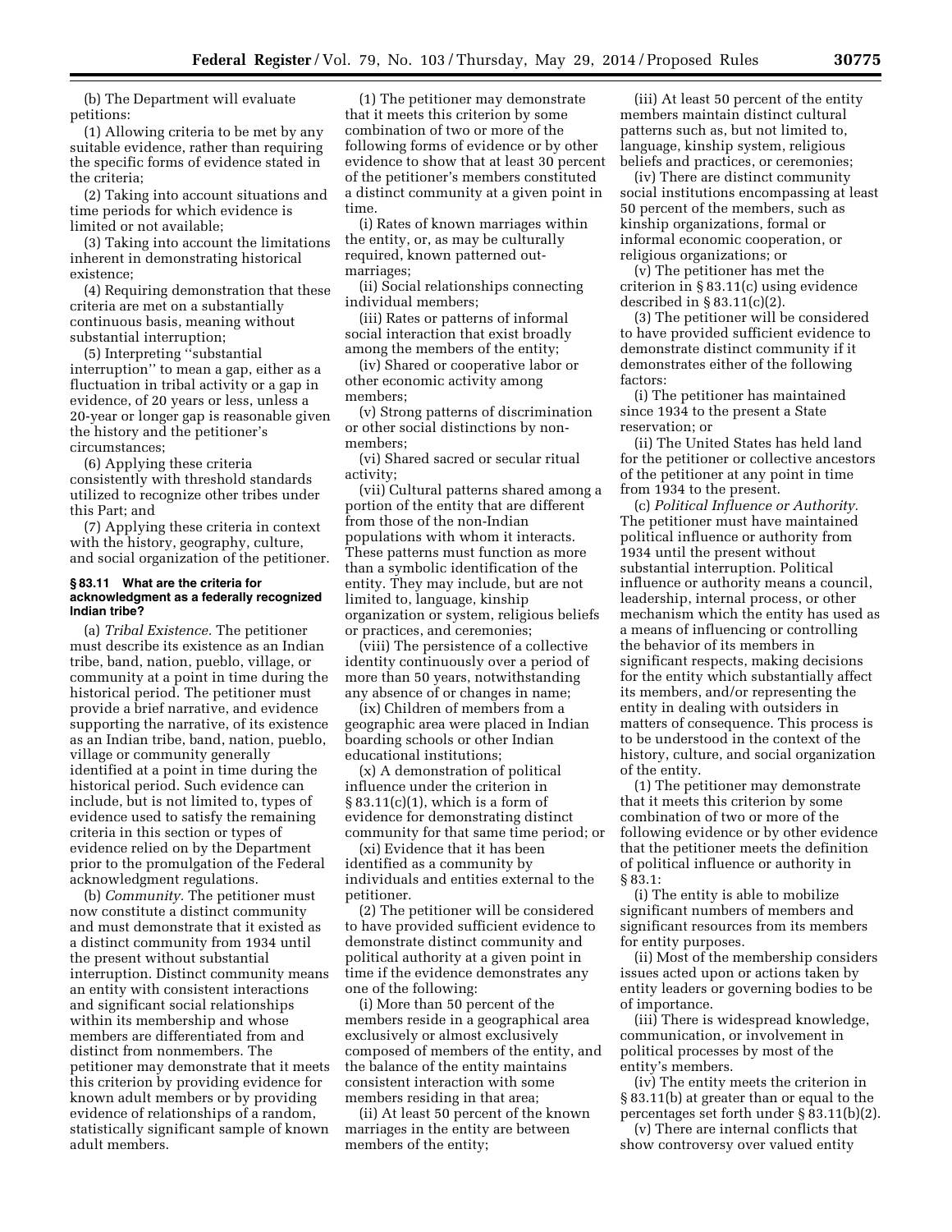(b) The Department will evaluate petitions:

(1) Allowing criteria to be met by any suitable evidence, rather than requiring the specific forms of evidence stated in the criteria;

(2) Taking into account situations and time periods for which evidence is limited or not available;

(3) Taking into account the limitations inherent in demonstrating historical existence;

(4) Requiring demonstration that these criteria are met on a substantially continuous basis, meaning without substantial interruption;

(5) Interpreting "substantial interruption" to mean a gap, either as a fluctuation in tribal activity or a gap in evidence, of 20 years or less, unless a 20-year or longer gap is reasonable given the history and the petitioner's circumstances;

(6) Applying these criteria consistently with threshold standards utilized to recognize other tribes under this Part; and

(7) Applying these criteria in context with the history, geography, culture, and social organization of the petitioner.

#### § 83.11 What are the criteria for acknowledgment as a federally recognized Indian tribe?

(a) *Tribal Existence.* The petitioner must describe its existence as an Indian tribe, band, nation, pueblo, village, or community at a point in time during the historical period. The petitioner must provide a brief narrative, and evidence supporting the narrative, of its existence as an Indian tribe, band, nation, pueblo, village or community generally identified at a point in time during the historical period. Such evidence can include, but is not limited to, types of evidence used to satisfy the remaining criteria in this section or types of evidence relied on by the Department prior to the promulgation of the Federal acknowledgment regulations.

(b) *Community.* The petitioner must now constitute a distinct community and must demonstrate that it existed as a distinct community from 1934 until the present without substantial interruption. Distinct community means an entity with consistent interactions and significant social relationships within its membership and whose members are differentiated from and distinct from nonmembers. The petitioner may demonstrate that it meets this criterion by providing evidence for known adult members or by providing evidence of relationships of a random, statistically significant sample of known adult members.

(1) The petitioner may demonstrate that it meets this criterion by some combination of two or more of the following forms of evidence or by other evidence to show that at least 30 percent of the petitioner's members constituted a distinct community at a given point in time.

(i) Rates of known marriages within the entity, or, as may be culturally required, known patterned out-marriages;

(ii) Social relationships connecting individual members;

(iii) Rates or patterns of informal social interaction that exist broadly among the members of the entity;

(iv) Shared or cooperative labor or other economic activity among members;

(v) Strong patterns of discrimination or other social distinctions by non-members;

(vi) Shared sacred or secular ritual activity;

(vii) Cultural patterns shared among a portion of the entity that are different from those of the non-Indian populations with whom it interacts. These patterns must function as more than a symbolic identification of the entity. They may include, but are not limited to, language, kinship organization or system, religious beliefs or practices, and ceremonies;

(viii) The persistence of a collective identity continuously over a period of more than 50 years, notwithstanding any absence of or changes in name;

(ix) Children of members from a geographic area were placed in Indian boarding schools or other Indian educational institutions;

(x) A demonstration of political influence under the criterion in § 83.11(c)(1), which is a form of evidence for demonstrating distinct community for that same time period; or

(xi) Evidence that it has been identified as a community by individuals and entities external to the petitioner.

(2) The petitioner will be considered to have provided sufficient evidence to demonstrate distinct community and political authority at a given point in time if the evidence demonstrates any one of the following:

(i) More than 50 percent of the members reside in a geographical area exclusively or almost exclusively composed of members of the entity, and the balance of the entity maintains consistent interaction with some members residing in that area;

(ii) At least 50 percent of the known marriages in the entity are between members of the entity;

(iii) At least 50 percent of the entity members maintain distinct cultural patterns such as, but not limited to, language, kinship system, religious beliefs and practices, or ceremonies;

(iv) There are distinct community social institutions encompassing at least 50 percent of the members, such as kinship organizations, formal or informal economic cooperation, or religious organizations; or

(v) The petitioner has met the criterion in § 83.11(c) using evidence described in § 83.11(c)(2).

(3) The petitioner will be considered to have provided sufficient evidence to demonstrate distinct community if it demonstrates either of the following factors:

(i) The petitioner has maintained since 1934 to the present a State reservation; or

(ii) The United States has held land for the petitioner or collective ancestors of the petitioner at any point in time from 1934 to the present.

(c) *Political Influence or Authority.* The petitioner must have maintained political influence or authority from 1934 until the present without substantial interruption. Political influence or authority means a council, leadership, internal process, or other mechanism which the entity has used as a means of influencing or controlling the behavior of its members in significant respects, making decisions for the entity which substantially affect its members, and/or representing the entity in dealing with outsiders in matters of consequence. This process is to be understood in the context of the history, culture, and social organization of the entity.

(1) The petitioner may demonstrate that it meets this criterion by some combination of two or more of the following evidence or by other evidence that the petitioner meets the definition of political influence or authority in § 83.1:

(i) The entity is able to mobilize significant numbers of members and significant resources from its members for entity purposes.

(ii) Most of the membership considers issues acted upon or actions taken by entity leaders or governing bodies to be of importance.

(iii) There is widespread knowledge, communication, or involvement in political processes by most of the entity's members.

(iv) The entity meets the criterion in § 83.11(b) at greater than or equal to the percentages set forth under § 83.11(b)(2).

(v) There are internal conflicts that show controversy over valued entity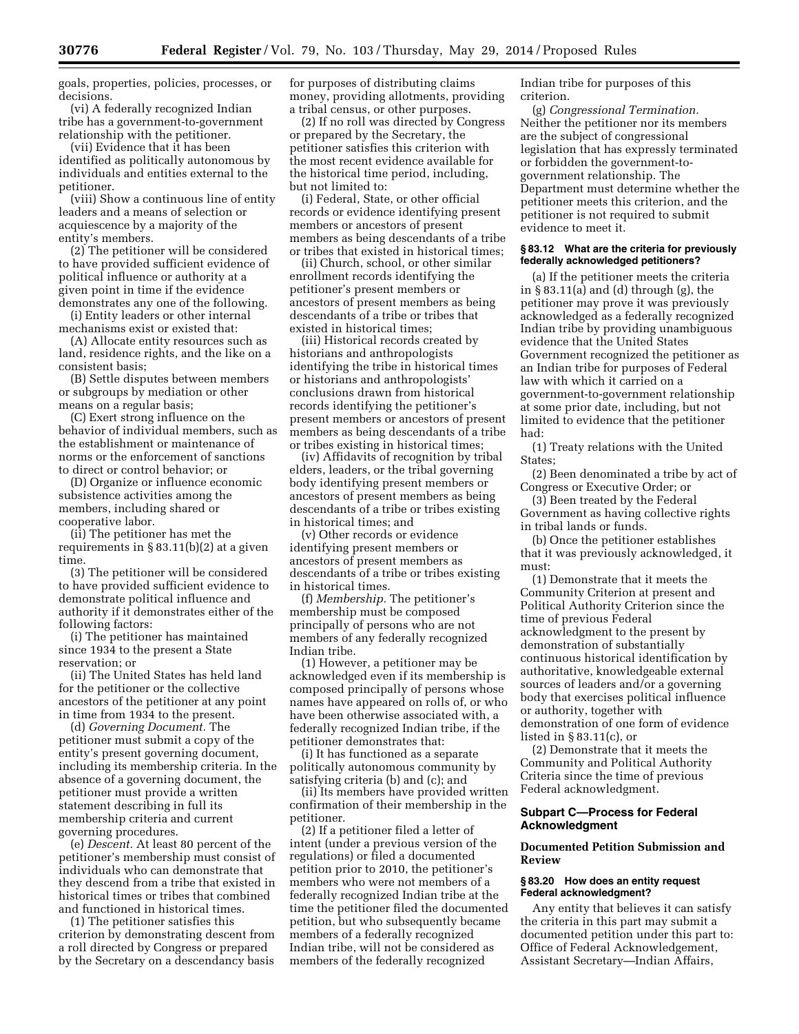goals, properties, policies, processes, or decisions.

(vi) A federally recognized Indian tribe has a government-to-government relationship with the petitioner.

(vii) Evidence that it has been identified as politically autonomous by individuals and entities external to the petitioner.

(viii) Show a continuous line of entity leaders and a means of selection or acquiescence by a majority of the entity's members.

(2) The petitioner will be considered to have provided sufficient evidence of political influence or authority at a given point in time if the evidence demonstrates any one of the following.

(i) Entity leaders or other internal mechanisms exist or existed that:

(A) Allocate entity resources such as land, residence rights, and the like on a consistent basis;

(B) Settle disputes between members or subgroups by mediation or other means on a regular basis;

(C) Exert strong influence on the behavior of individual members, such as the establishment or maintenance of norms or the enforcement of sanctions to direct or control behavior; or

(D) Organize or influence economic subsistence activities among the members, including shared or cooperative labor.

(ii) The petitioner has met the requirements in § 83.11(b)(2) at a given time.

(3) The petitioner will be considered to have provided sufficient evidence to demonstrate political influence and authority if it demonstrates either of the following factors:

(i) The petitioner has maintained since 1934 to the present a State reservation; or

(ii) The United States has held land for the petitioner or the collective ancestors of the petitioner at any point in time from 1934 to the present.

(d) *Governing Document.* The petitioner must submit a copy of the entity's present governing document, including its membership criteria. In the absence of a governing document, the petitioner must provide a written statement describing in full its membership criteria and current governing procedures.

(e) *Descent.* At least 80 percent of the petitioner's membership must consist of individuals who can demonstrate that they descend from a tribe that existed in historical times or tribes that combined and functioned in historical times.

(1) The petitioner satisfies this criterion by demonstrating descent from a roll directed by Congress or prepared by the Secretary on a descendancy basis for purposes of distributing claims money, providing allotments, providing a tribal census, or other purposes.

(2) If no roll was directed by Congress or prepared by the Secretary, the petitioner satisfies this criterion with the most recent evidence available for the historical time period, including, but not limited to:

(i) Federal, State, or other official records or evidence identifying present members or ancestors of present members as being descendants of a tribe or tribes that existed in historical times;

(ii) Church, school, or other similar enrollment records identifying the petitioner's present members or ancestors of present members as being descendants of a tribe or tribes that existed in historical times;

(iii) Historical records created by historians and anthropologists identifying the tribe in historical times or historians and anthropologists' conclusions drawn from historical records identifying the petitioner's present members or ancestors of present members as being descendants of a tribe or tribes existing in historical times;

(iv) Affidavits of recognition by tribal elders, leaders, or the tribal governing body identifying present members or ancestors of present members as being descendants of a tribe or tribes existing in historical times; and

(v) Other records or evidence identifying present members or ancestors of present members as descendants of a tribe or tribes existing in historical times.

(f) *Membership.* The petitioner's membership must be composed principally of persons who are not members of any federally recognized Indian tribe.

(1) However, a petitioner may be acknowledged even if its membership is composed principally of persons whose names have appeared on rolls of, or who have been otherwise associated with, a federally recognized Indian tribe, if the petitioner demonstrates that:

(i) It has functioned as a separate politically autonomous community by satisfying criteria (b) and (c); and

(ii) Its members have provided written confirmation of their membership in the petitioner.

(2) If a petitioner filed a letter of intent (under a previous version of the regulations) or filed a documented petition prior to 2010, the petitioner's members who were not members of a federally recognized Indian tribe at the time the petitioner filed the documented petition, but who subsequently became members of a federally recognized Indian tribe, will not be considered as members of the federally recognized Indian tribe for purposes of this criterion.

(g) *Congressional Termination.* Neither the petitioner nor its members are the subject of congressional legislation that has expressly terminated or forbidden the government-to-government relationship. The Department must determine whether the petitioner meets this criterion, and the petitioner is not required to submit evidence to meet it.

#### § 83.12 What are the criteria for previously federally acknowledged petitioners?

(a) If the petitioner meets the criteria in § 83.11(a) and (d) through (g), the petitioner may prove it was previously acknowledged as a federally recognized Indian tribe by providing unambiguous evidence that the United States Government recognized the petitioner as an Indian tribe for purposes of Federal law with which it carried on a government-to-government relationship at some prior date, including, but not limited to evidence that the petitioner had:

(1) Treaty relations with the United States;

(2) Been denominated a tribe by act of Congress or Executive Order; or

(3) Been treated by the Federal Government as having collective rights in tribal lands or funds.

(b) Once the petitioner establishes that it was previously acknowledged, it must:

(1) Demonstrate that it meets the Community Criterion at present and Political Authority Criterion since the time of previous Federal acknowledgment to the present by demonstration of substantially continuous historical identification by authoritative, knowledgeable external sources of leaders and/or a governing body that exercises political influence or authority, together with demonstration of one form of evidence listed in § 83.11(c), or

(2) Demonstrate that it meets the Community and Political Authority Criteria since the time of previous Federal acknowledgment.

### Subpart C—Process for Federal Acknowledgment

### Documented Petition Submission and Review

#### § 83.20 How does an entity request Federal acknowledgment?

Any entity that believes it can satisfy the criteria in this part may submit a documented petition under this part to: Office of Federal Acknowledgement, Assistant Secretary—Indian Affairs,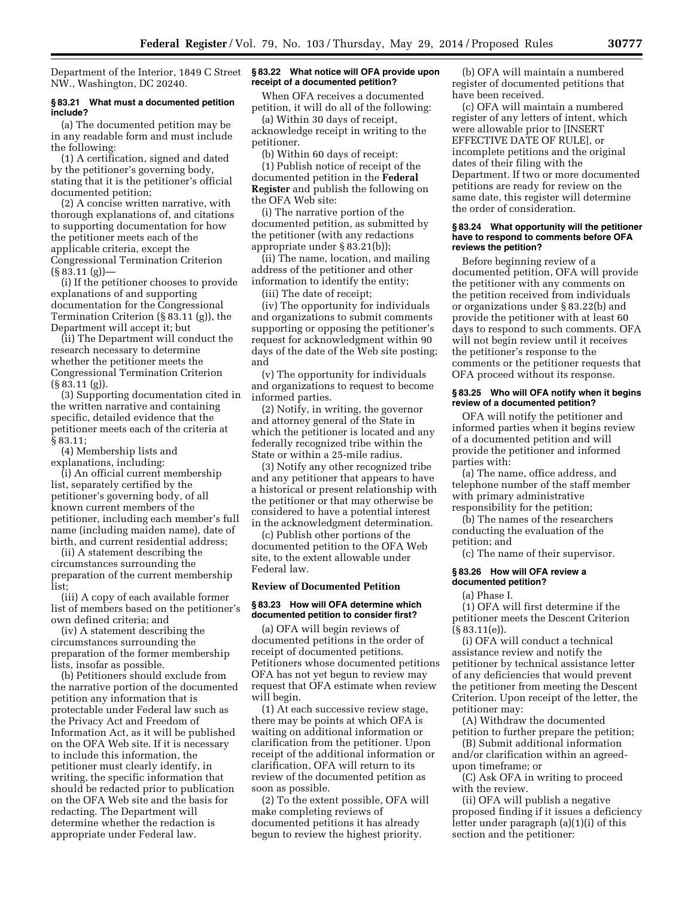Department of the Interior, 1849 C Street NW., Washington, DC 20240.

### § 83.21 What must a documented petition include?

(a) The documented petition may be in any readable form and must include the following:

(1) A certification, signed and dated by the petitioner's governing body, stating that it is the petitioner's official documented petition;

(2) A concise written narrative, with thorough explanations of, and citations to supporting documentation for how the petitioner meets each of the applicable criteria, except the Congressional Termination Criterion (§ 83.11 (g))—

(i) If the petitioner chooses to provide explanations of and supporting documentation for the Congressional Termination Criterion (§ 83.11 (g)), the Department will accept it; but

(ii) The Department will conduct the research necessary to determine whether the petitioner meets the Congressional Termination Criterion (§ 83.11 (g)).

(3) Supporting documentation cited in the written narrative and containing specific, detailed evidence that the petitioner meets each of the criteria at § 83.11;

(4) Membership lists and explanations, including:

(i) An official current membership list, separately certified by the petitioner's governing body, of all known current members of the petitioner, including each member's full name (including maiden name), date of birth, and current residential address;

(ii) A statement describing the circumstances surrounding the preparation of the current membership list;

(iii) A copy of each available former list of members based on the petitioner's own defined criteria; and

(iv) A statement describing the circumstances surrounding the preparation of the former membership lists, insofar as possible.

(b) Petitioners should exclude from the narrative portion of the documented petition any information that is protectable under Federal law such as the Privacy Act and Freedom of Information Act, as it will be published on the OFA Web site. If it is necessary to include this information, the petitioner must clearly identify, in writing, the specific information that should be redacted prior to publication on the OFA Web site and the basis for redacting. The Department will determine whether the redaction is appropriate under Federal law.

### § 83.22 What notice will OFA provide upon receipt of a documented petition?

When OFA receives a documented petition, it will do all of the following:

(a) Within 30 days of receipt, acknowledge receipt in writing to the petitioner.

(b) Within 60 days of receipt:

(1) Publish notice of receipt of the documented petition in the **Federal Register** and publish the following on the OFA Web site:

(i) The narrative portion of the documented petition, as submitted by the petitioner (with any redactions appropriate under § 83.21(b));

(ii) The name, location, and mailing address of the petitioner and other information to identify the entity;

(iii) The date of receipt;

(iv) The opportunity for individuals and organizations to submit comments supporting or opposing the petitioner's request for acknowledgment within 90 days of the date of the Web site posting; and

(v) The opportunity for individuals and organizations to request to become informed parties.

(2) Notify, in writing, the governor and attorney general of the State in which the petitioner is located and any federally recognized tribe within the State or within a 25-mile radius.

(3) Notify any other recognized tribe and any petitioner that appears to have a historical or present relationship with the petitioner or that may otherwise be considered to have a potential interest in the acknowledgment determination.

(c) Publish other portions of the documented petition to the OFA Web site, to the extent allowable under Federal law.

## Review of Documented Petition

### § 83.23 How will OFA determine which documented petition to consider first?

(a) OFA will begin reviews of documented petitions in the order of receipt of documented petitions. Petitioners whose documented petitions OFA has not yet begun to review may request that OFA estimate when review will begin.

(1) At each successive review stage, there may be points at which OFA is waiting on additional information or clarification from the petitioner. Upon receipt of the additional information or clarification, OFA will return to its review of the documented petition as soon as possible.

(2) To the extent possible, OFA will make completing reviews of documented petitions it has already begun to review the highest priority.

(b) OFA will maintain a numbered register of documented petitions that have been received.

(c) OFA will maintain a numbered register of any letters of intent, which were allowable prior to [INSERT EFFECTIVE DATE OF RULE], or incomplete petitions and the original dates of their filing with the Department. If two or more documented petitions are ready for review on the same date, this register will determine the order of consideration.

### § 83.24 What opportunity will the petitioner have to respond to comments before OFA reviews the petition?

Before beginning review of a documented petition, OFA will provide the petitioner with any comments on the petition received from individuals or organizations under § 83.22(b) and provide the petitioner with at least 60 days to respond to such comments. OFA will not begin review until it receives the petitioner's response to the comments or the petitioner requests that OFA proceed without its response.

### § 83.25 Who will OFA notify when it begins review of a documented petition?

OFA will notify the petitioner and informed parties when it begins review of a documented petition and will provide the petitioner and informed parties with:

(a) The name, office address, and telephone number of the staff member with primary administrative responsibility for the petition;

(b) The names of the researchers conducting the evaluation of the petition; and

(c) The name of their supervisor.

### § 83.26 How will OFA review a documented petition?

(a) Phase I.

(1) OFA will first determine if the petitioner meets the Descent Criterion (§ 83.11(e)).

(i) OFA will conduct a technical assistance review and notify the petitioner by technical assistance letter of any deficiencies that would prevent the petitioner from meeting the Descent Criterion. Upon receipt of the letter, the petitioner may:

(A) Withdraw the documented petition to further prepare the petition;

(B) Submit additional information and/or clarification within an agreed-upon timeframe; or

(C) Ask OFA in writing to proceed with the review.

(ii) OFA will publish a negative proposed finding if it issues a deficiency letter under paragraph (a)(1)(i) of this section and the petitioner: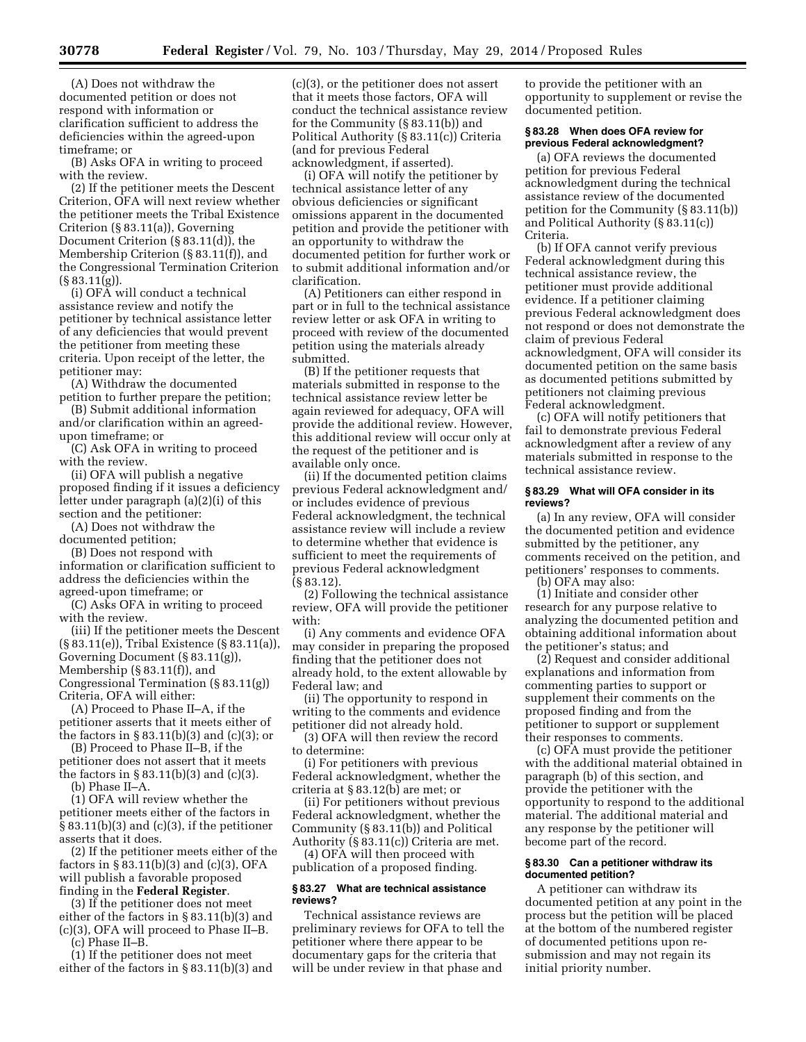(A) Does not withdraw the documented petition or does not respond with information or clarification sufficient to address the deficiencies within the agreed-upon timeframe; or

(B) Asks OFA in writing to proceed with the review.

(2) If the petitioner meets the Descent Criterion, OFA will next review whether the petitioner meets the Tribal Existence Criterion (§ 83.11(a)), Governing Document Criterion (§ 83.11(d)), the Membership Criterion (§ 83.11(f)), and the Congressional Termination Criterion (§ 83.11(g)).

(i) OFA will conduct a technical assistance review and notify the petitioner by technical assistance letter of any deficiencies that would prevent the petitioner from meeting these criteria. Upon receipt of the letter, the petitioner may:

(A) Withdraw the documented petition to further prepare the petition;

(B) Submit additional information and/or clarification within an agreed-upon timeframe; or

(C) Ask OFA in writing to proceed with the review.

(ii) OFA will publish a negative proposed finding if it issues a deficiency letter under paragraph (a)(2)(i) of this section and the petitioner:

(A) Does not withdraw the documented petition;

(B) Does not respond with information or clarification sufficient to address the deficiencies within the agreed-upon timeframe; or

(C) Asks OFA in writing to proceed with the review.

(iii) If the petitioner meets the Descent (§ 83.11(e)), Tribal Existence (§ 83.11(a)), Governing Document (§ 83.11(g)), Membership (§ 83.11(f)), and Congressional Termination (§ 83.11(g)) Criteria, OFA will either:

(A) Proceed to Phase II–A, if the petitioner asserts that it meets either of the factors in § 83.11(b)(3) and (c)(3); or

(B) Proceed to Phase II–B, if the petitioner does not assert that it meets the factors in § 83.11(b)(3) and (c)(3).

(b) Phase II–A.

(1) OFA will review whether the petitioner meets either of the factors in § 83.11(b)(3) and (c)(3), if the petitioner asserts that it does.

(2) If the petitioner meets either of the factors in § 83.11(b)(3) and (c)(3), OFA will publish a favorable proposed finding in the **Federal Register**.

(3) If the petitioner does not meet either of the factors in § 83.11(b)(3) and (c)(3), OFA will proceed to Phase II–B.

(c) Phase II–B.

(1) If the petitioner does not meet either of the factors in § 83.11(b)(3) and (c)(3), or the petitioner does not assert that it meets those factors, OFA will conduct the technical assistance review for the Community (§ 83.11(b)) and Political Authority (§ 83.11(c)) Criteria (and for previous Federal acknowledgment, if asserted).

(i) OFA will notify the petitioner by technical assistance letter of any obvious deficiencies or significant omissions apparent in the documented petition and provide the petitioner with an opportunity to withdraw the documented petition for further work or to submit additional information and/or clarification.

(A) Petitioners can either respond in part or in full to the technical assistance review letter or ask OFA in writing to proceed with review of the documented petition using the materials already submitted.

(B) If the petitioner requests that materials submitted in response to the technical assistance review letter be again reviewed for adequacy, OFA will provide the additional review. However, this additional review will occur only at the request of the petitioner and is available only once.

(ii) If the documented petition claims previous Federal acknowledgment and/or includes evidence of previous Federal acknowledgment, the technical assistance review will include a review to determine whether that evidence is sufficient to meet the requirements of previous Federal acknowledgment (§ 83.12).

(2) Following the technical assistance review, OFA will provide the petitioner with:

(i) Any comments and evidence OFA may consider in preparing the proposed finding that the petitioner does not already hold, to the extent allowable by Federal law; and

(ii) The opportunity to respond in writing to the comments and evidence petitioner did not already hold.

(3) OFA will then review the record to determine:

(i) For petitioners with previous Federal acknowledgment, whether the criteria at § 83.12(b) are met; or

(ii) For petitioners without previous Federal acknowledgment, whether the Community (§ 83.11(b)) and Political Authority (§ 83.11(c)) Criteria are met.

(4) OFA will then proceed with publication of a proposed finding.

### § 83.27 What are technical assistance reviews?

Technical assistance reviews are preliminary reviews for OFA to tell the petitioner where there appear to be documentary gaps for the criteria that will be under review in that phase and to provide the petitioner with an opportunity to supplement or revise the documented petition.

### § 83.28 When does OFA review for previous Federal acknowledgment?

(a) OFA reviews the documented petition for previous Federal acknowledgment during the technical assistance review of the documented petition for the Community (§ 83.11(b)) and Political Authority (§ 83.11(c)) Criteria.

(b) If OFA cannot verify previous Federal acknowledgment during this technical assistance review, the petitioner must provide additional evidence. If a petitioner claiming previous Federal acknowledgment does not respond or does not demonstrate the claim of previous Federal acknowledgment, OFA will consider its documented petition on the same basis as documented petitions submitted by petitioners not claiming previous Federal acknowledgment.

(c) OFA will notify petitioners that fail to demonstrate previous Federal acknowledgment after a review of any materials submitted in response to the technical assistance review.

### § 83.29 What will OFA consider in its reviews?

(a) In any review, OFA will consider the documented petition and evidence submitted by the petitioner, any comments received on the petition, and petitioners' responses to comments.

(b) OFA may also:

(1) Initiate and consider other research for any purpose relative to analyzing the documented petition and obtaining additional information about the petitioner's status; and

(2) Request and consider additional explanations and information from commenting parties to support or supplement their comments on the proposed finding and from the petitioner to support or supplement their responses to comments.

(c) OFA must provide the petitioner with the additional material obtained in paragraph (b) of this section, and provide the petitioner with the opportunity to respond to the additional material. The additional material and any response by the petitioner will become part of the record.

### § 83.30 Can a petitioner withdraw its documented petition?

A petitioner can withdraw its documented petition at any point in the process but the petition will be placed at the bottom of the numbered register of documented petitions upon re-submission and may not regain its initial priority number.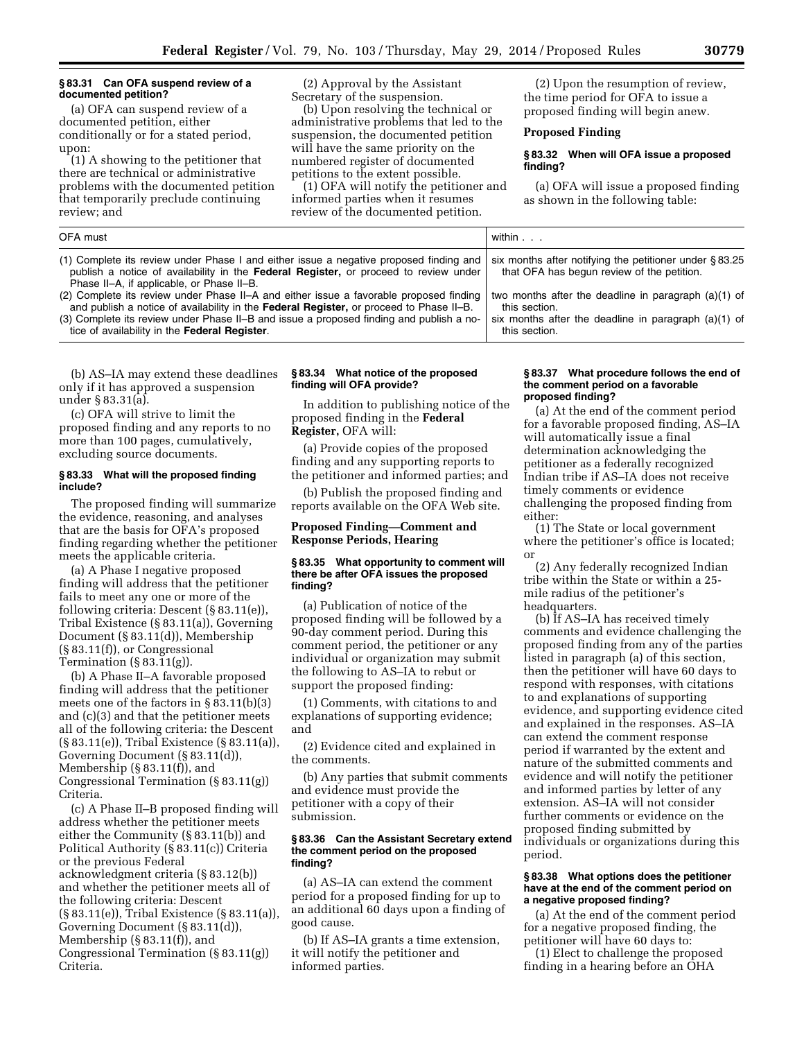### § 83.31 Can OFA suspend review of a documented petition?

(a) OFA can suspend review of a documented petition, either conditionally or for a stated period, upon:

(1) A showing to the petitioner that there are technical or administrative problems with the documented petition that temporarily preclude continuing review; and

(2) Approval by the Assistant Secretary of the suspension.

(b) Upon resolving the technical or administrative problems that led to the suspension, the documented petition will have the same priority on the numbered register of documented petitions to the extent possible.

(1) OFA will notify the petitioner and informed parties when it resumes review of the documented petition.

(2) Upon the resumption of review, the time period for OFA to issue a proposed finding will begin anew.

**Proposed Finding**

### § 83.32 When will OFA issue a proposed finding?

(a) OFA will issue a proposed finding as shown in the following table:

| OFA must | within . . . |
|---|---|
| (1) Complete its review under Phase I and either issue a negative proposed finding and publish a notice of availability in the **Federal Register,** or proceed to review under Phase II–A, if applicable, or Phase II–B. | six months after notifying the petitioner under § 83.25 that OFA has begun review of the petition. |
| (2) Complete its review under Phase II–A and either issue a favorable proposed finding and publish a notice of availability in the **Federal Register,** or proceed to Phase II–B. | two months after the deadline in paragraph (a)(1) of this section. |
| (3) Complete its review under Phase II–B and issue a proposed finding and publish a notice of availability in the **Federal Register**. | six months after the deadline in paragraph (a)(1) of this section. |

(b) AS–IA may extend these deadlines only if it has approved a suspension under § 83.31(a).

(c) OFA will strive to limit the proposed finding and any reports to no more than 100 pages, cumulatively, excluding source documents.

### § 83.33 What will the proposed finding include?

The proposed finding will summarize the evidence, reasoning, and analyses that are the basis for OFA's proposed finding regarding whether the petitioner meets the applicable criteria.

(a) A Phase I negative proposed finding will address that the petitioner fails to meet any one or more of the following criteria: Descent (§ 83.11(e)), Tribal Existence (§ 83.11(a)), Governing Document (§ 83.11(d)), Membership (§ 83.11(f)), or Congressional Termination (§ 83.11(g)).

(b) A Phase II–A favorable proposed finding will address that the petitioner meets one of the factors in § 83.11(b)(3) and (c)(3) and that the petitioner meets all of the following criteria: the Descent (§ 83.11(e)), Tribal Existence (§ 83.11(a)), Governing Document (§ 83.11(d)), Membership (§ 83.11(f)), and Congressional Termination (§ 83.11(g)) Criteria.

(c) A Phase II–B proposed finding will address whether the petitioner meets either the Community (§ 83.11(b)) and Political Authority (§ 83.11(c)) Criteria or the previous Federal acknowledgment criteria (§ 83.12(b)) and whether the petitioner meets all of the following criteria: Descent (§ 83.11(e)), Tribal Existence (§ 83.11(a)), Governing Document (§ 83.11(d)), Membership (§ 83.11(f)), and Congressional Termination (§ 83.11(g)) Criteria.

### § 83.34 What notice of the proposed finding will OFA provide?

In addition to publishing notice of the proposed finding in the **Federal Register,** OFA will:

(a) Provide copies of the proposed finding and any supporting reports to the petitioner and informed parties; and

(b) Publish the proposed finding and reports available on the OFA Web site.

**Proposed Finding—Comment and Response Periods, Hearing**

### § 83.35 What opportunity to comment will there be after OFA issues the proposed finding?

(a) Publication of notice of the proposed finding will be followed by a 90-day comment period. During this comment period, the petitioner or any individual or organization may submit the following to AS–IA to rebut or support the proposed finding:

(1) Comments, with citations to and explanations of supporting evidence; and

(2) Evidence cited and explained in the comments.

(b) Any parties that submit comments and evidence must provide the petitioner with a copy of their submission.

### § 83.36 Can the Assistant Secretary extend the comment period on the proposed finding?

(a) AS–IA can extend the comment period for a proposed finding for up to an additional 60 days upon a finding of good cause.

(b) If AS–IA grants a time extension, it will notify the petitioner and informed parties.

### § 83.37 What procedure follows the end of the comment period on a favorable proposed finding?

(a) At the end of the comment period for a favorable proposed finding, AS–IA will automatically issue a final determination acknowledging the petitioner as a federally recognized Indian tribe if AS–IA does not receive timely comments or evidence challenging the proposed finding from either:

(1) The State or local government where the petitioner's office is located; or

(2) Any federally recognized Indian tribe within the State or within a 25-mile radius of the petitioner's headquarters.

(b) If AS–IA has received timely comments and evidence challenging the proposed finding from any of the parties listed in paragraph (a) of this section, then the petitioner will have 60 days to respond with responses, with citations to and explanations of supporting evidence, and supporting evidence cited and explained in the responses. AS–IA can extend the comment response period if warranted by the extent and nature of the submitted comments and evidence and will notify the petitioner and informed parties by letter of any extension. AS–IA will not consider further comments or evidence on the proposed finding submitted by individuals or organizations during this period.

### § 83.38 What options does the petitioner have at the end of the comment period on a negative proposed finding?

(a) At the end of the comment period for a negative proposed finding, the petitioner will have 60 days to:

(1) Elect to challenge the proposed finding in a hearing before an OHA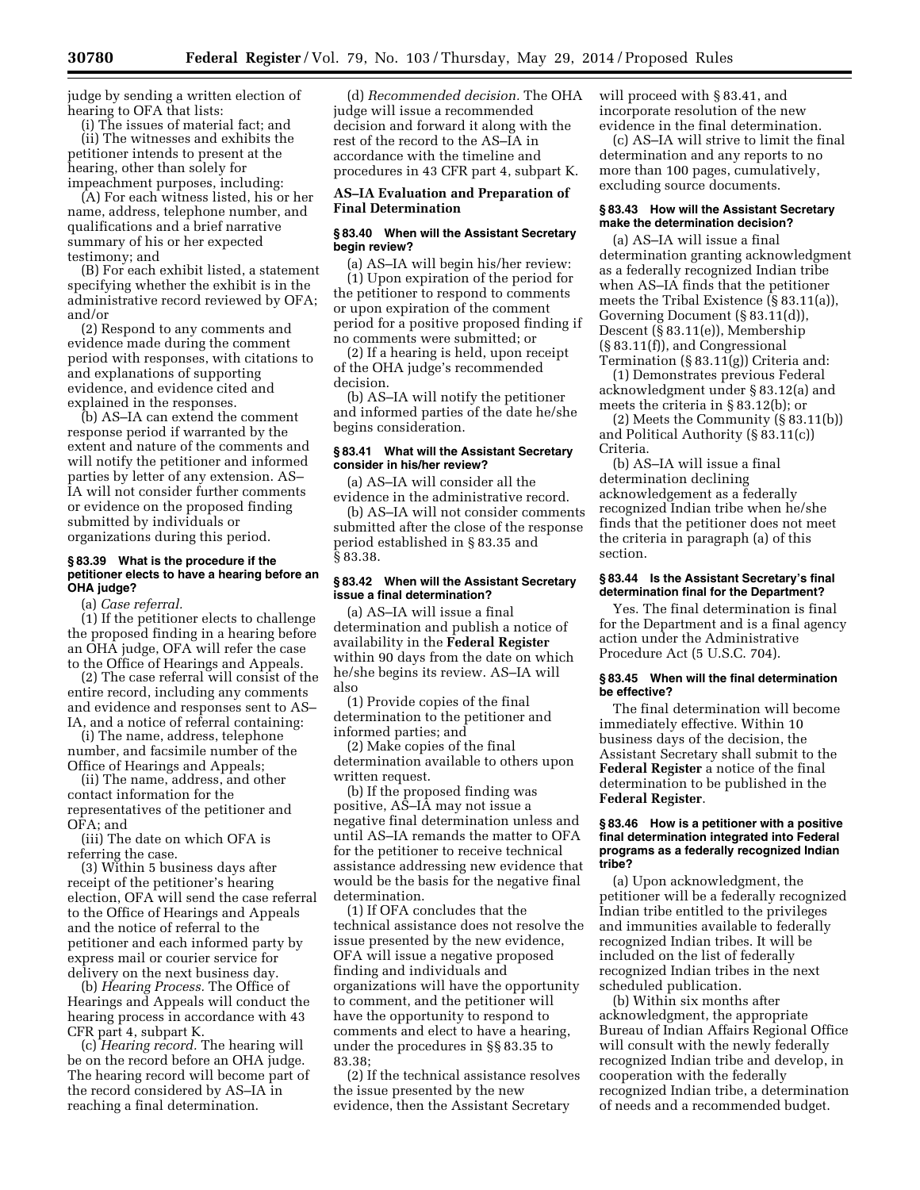judge by sending a written election of hearing to OFA that lists:

(i) The issues of material fact; and

(ii) The witnesses and exhibits the petitioner intends to present at the hearing, other than solely for impeachment purposes, including:

(A) For each witness listed, his or her name, address, telephone number, and qualifications and a brief narrative summary of his or her expected testimony; and

(B) For each exhibit listed, a statement specifying whether the exhibit is in the administrative record reviewed by OFA; and/or

(2) Respond to any comments and evidence made during the comment period with responses, with citations to and explanations of supporting evidence, and evidence cited and explained in the responses.

(b) AS–IA can extend the comment response period if warranted by the extent and nature of the comments and will notify the petitioner and informed parties by letter of any extension. AS–IA will not consider further comments or evidence on the proposed finding submitted by individuals or organizations during this period.

#### § 83.39 What is the procedure if the petitioner elects to have a hearing before an OHA judge?

(a) *Case referral.*

(1) If the petitioner elects to challenge the proposed finding in a hearing before an OHA judge, OFA will refer the case to the Office of Hearings and Appeals.

(2) The case referral will consist of the entire record, including any comments and evidence and responses sent to AS–IA, and a notice of referral containing:

(i) The name, address, telephone number, and facsimile number of the Office of Hearings and Appeals;

(ii) The name, address, and other contact information for the representatives of the petitioner and OFA; and

(iii) The date on which OFA is referring the case.

(3) Within 5 business days after receipt of the petitioner's hearing election, OFA will send the case referral to the Office of Hearings and Appeals and the notice of referral to the petitioner and each informed party by express mail or courier service for delivery on the next business day.

(b) *Hearing Process.* The Office of Hearings and Appeals will conduct the hearing process in accordance with 43 CFR part 4, subpart K.

(c) *Hearing record.* The hearing will be on the record before an OHA judge. The hearing record will become part of the record considered by AS–IA in reaching a final determination.

(d) *Recommended decision.* The OHA judge will issue a recommended decision and forward it along with the rest of the record to the AS–IA in accordance with the timeline and procedures in 43 CFR part 4, subpart K.

### AS–IA Evaluation and Preparation of Final Determination

#### § 83.40 When will the Assistant Secretary begin review?

(a) AS–IA will begin his/her review:

(1) Upon expiration of the period for the petitioner to respond to comments or upon expiration of the comment period for a positive proposed finding if no comments were submitted; or

(2) If a hearing is held, upon receipt of the OHA judge's recommended decision.

(b) AS–IA will notify the petitioner and informed parties of the date he/she begins consideration.

#### § 83.41 What will the Assistant Secretary consider in his/her review?

(a) AS–IA will consider all the evidence in the administrative record.

(b) AS–IA will not consider comments submitted after the close of the response period established in § 83.35 and § 83.38.

#### § 83.42 When will the Assistant Secretary issue a final determination?

(a) AS–IA will issue a final determination and publish a notice of availability in the **Federal Register** within 90 days from the date on which he/she begins its review. AS–IA will also

(1) Provide copies of the final determination to the petitioner and informed parties; and

(2) Make copies of the final determination available to others upon written request.

(b) If the proposed finding was positive, AS–IA may not issue a negative final determination unless and until AS–IA remands the matter to OFA for the petitioner to receive technical assistance addressing new evidence that would be the basis for the negative final determination.

(1) If OFA concludes that the technical assistance does not resolve the issue presented by the new evidence, OFA will issue a negative proposed finding and individuals and organizations will have the opportunity to comment, and the petitioner will have the opportunity to respond to comments and elect to have a hearing, under the procedures in §§ 83.35 to 83.38;

(2) If the technical assistance resolves the issue presented by the new evidence, then the Assistant Secretary will proceed with § 83.41, and incorporate resolution of the new evidence in the final determination.

(c) AS–IA will strive to limit the final determination and any reports to no more than 100 pages, cumulatively, excluding source documents.

#### § 83.43 How will the Assistant Secretary make the determination decision?

(a) AS–IA will issue a final determination granting acknowledgment as a federally recognized Indian tribe when AS–IA finds that the petitioner meets the Tribal Existence (§ 83.11(a)), Governing Document (§ 83.11(d)), Descent (§ 83.11(e)), Membership (§ 83.11(f)), and Congressional Termination (§ 83.11(g)) Criteria and:

(1) Demonstrates previous Federal acknowledgment under § 83.12(a) and meets the criteria in § 83.12(b); or

(2) Meets the Community (§ 83.11(b)) and Political Authority (§ 83.11(c)) Criteria.

(b) AS–IA will issue a final determination declining acknowledgement as a federally recognized Indian tribe when he/she finds that the petitioner does not meet the criteria in paragraph (a) of this section.

#### § 83.44 Is the Assistant Secretary's final determination final for the Department?

Yes. The final determination is final for the Department and is a final agency action under the Administrative Procedure Act (5 U.S.C. 704).

#### § 83.45 When will the final determination be effective?

The final determination will become immediately effective. Within 10 business days of the decision, the Assistant Secretary shall submit to the **Federal Register** a notice of the final determination to be published in the **Federal Register**.

#### § 83.46 How is a petitioner with a positive final determination integrated into Federal programs as a federally recognized Indian tribe?

(a) Upon acknowledgment, the petitioner will be a federally recognized Indian tribe entitled to the privileges and immunities available to federally recognized Indian tribes. It will be included on the list of federally recognized Indian tribes in the next scheduled publication.

(b) Within six months after acknowledgment, the appropriate Bureau of Indian Affairs Regional Office will consult with the newly federally recognized Indian tribe and develop, in cooperation with the federally recognized Indian tribe, a determination of needs and a recommended budget.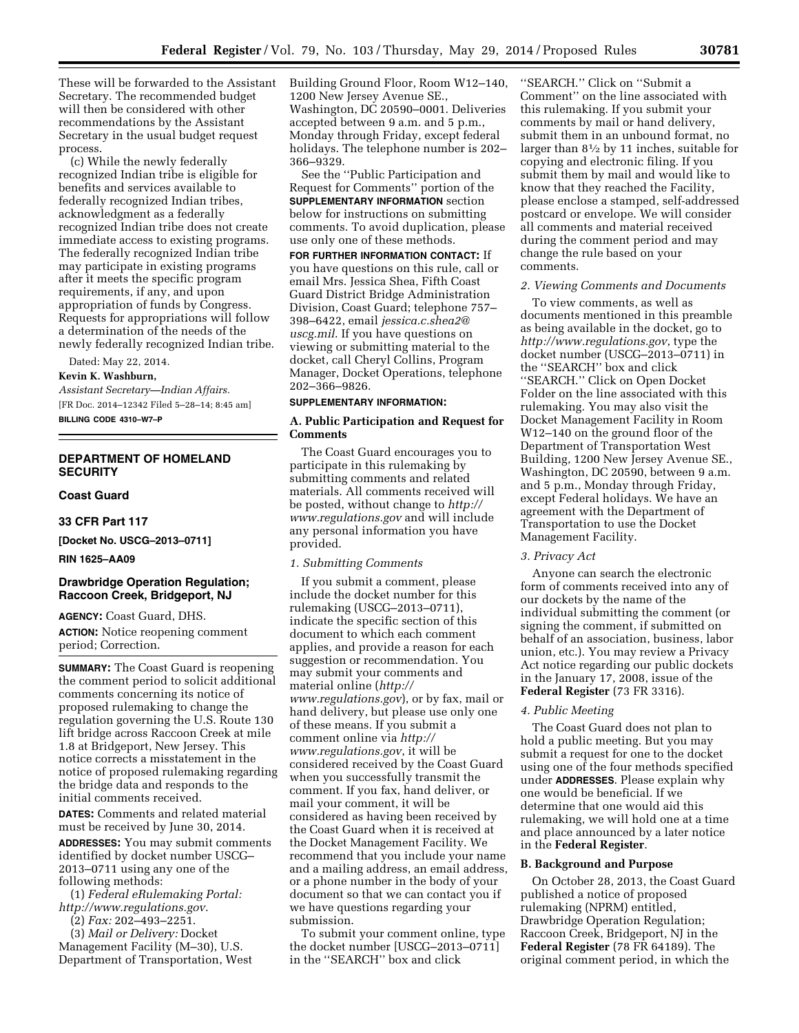These will be forwarded to the Assistant Secretary. The recommended budget will then be considered with other recommendations by the Assistant Secretary in the usual budget request process.

(c) While the newly federally recognized Indian tribe is eligible for benefits and services available to federally recognized Indian tribes, acknowledgment as a federally recognized Indian tribe does not create immediate access to existing programs. The federally recognized Indian tribe may participate in existing programs after it meets the specific program requirements, if any, and upon appropriation of funds by Congress. Requests for appropriations will follow a determination of the needs of the newly federally recognized Indian tribe.

Dated: May 22, 2014.

**Kevin K. Washburn,**

*Assistant Secretary—Indian Affairs.*

[FR Doc. 2014–12342 Filed 5–28–14; 8:45 am]

**BILLING CODE 4310–W7–P**

---

## DEPARTMENT OF HOMELAND SECURITY

### Coast Guard

### 33 CFR Part 117

**[Docket No. USCG–2013–0711]**

**RIN 1625–AA09**

### Drawbridge Operation Regulation; Raccoon Creek, Bridgeport, NJ

**AGENCY:** Coast Guard, DHS.

**ACTION:** Notice reopening comment period; Correction.

**SUMMARY:** The Coast Guard is reopening the comment period to solicit additional comments concerning its notice of proposed rulemaking to change the regulation governing the U.S. Route 130 lift bridge across Raccoon Creek at mile 1.8 at Bridgeport, New Jersey. This notice corrects a misstatement in the notice of proposed rulemaking regarding the bridge data and responds to the initial comments received.

**DATES:** Comments and related material must be received by June 30, 2014.

**ADDRESSES:** You may submit comments identified by docket number USCG–2013–0711 using any one of the following methods:

(1) *Federal eRulemaking Portal: http://www.regulations.gov*.

(2) *Fax:* 202–493–2251.

(3) *Mail or Delivery:* Docket Management Facility (M–30), U.S. Department of Transportation, West Building Ground Floor, Room W12–140, 1200 New Jersey Avenue SE., Washington, DC 20590–0001. Deliveries accepted between 9 a.m. and 5 p.m., Monday through Friday, except federal holidays. The telephone number is 202–366–9329.

See the ''Public Participation and Request for Comments'' portion of the **SUPPLEMENTARY INFORMATION** section below for instructions on submitting comments. To avoid duplication, please use only one of these methods.

**FOR FURTHER INFORMATION CONTACT:** If you have questions on this rule, call or email Mrs. Jessica Shea, Fifth Coast Guard District Bridge Administration Division, Coast Guard; telephone 757–398–6422, email *jessica.c.shea2@uscg.mil*. If you have questions on viewing or submitting material to the docket, call Cheryl Collins, Program Manager, Docket Operations, telephone 202–366–9826.

**SUPPLEMENTARY INFORMATION:**

#### A. Public Participation and Request for Comments

The Coast Guard encourages you to participate in this rulemaking by submitting comments and related materials. All comments received will be posted, without change to *http://www.regulations.gov* and will include any personal information you have provided.

*1. Submitting Comments*

If you submit a comment, please include the docket number for this rulemaking (USCG–2013–0711), indicate the specific section of this document to which each comment applies, and provide a reason for each suggestion or recommendation. You may submit your comments and material online (*http://www.regulations.gov*), or by fax, mail or hand delivery, but please use only one of these means. If you submit a comment online via *http://www.regulations.gov*, it will be considered received by the Coast Guard when you successfully transmit the comment. If you fax, hand deliver, or mail your comment, it will be considered as having been received by the Coast Guard when it is received at the Docket Management Facility. We recommend that you include your name and a mailing address, an email address, or a phone number in the body of your document so that we can contact you if we have questions regarding your submission.

To submit your comment online, type the docket number [USCG–2013–0711] in the ''SEARCH'' box and click ''SEARCH.'' Click on ''Submit a Comment'' on the line associated with this rulemaking. If you submit your comments by mail or hand delivery, submit them in an unbound format, no larger than 8½ by 11 inches, suitable for copying and electronic filing. If you submit them by mail and would like to know that they reached the Facility, please enclose a stamped, self-addressed postcard or envelope. We will consider all comments and material received during the comment period and may change the rule based on your comments.

*2. Viewing Comments and Documents*

To view comments, as well as documents mentioned in this preamble as being available in the docket, go to *http://www.regulations.gov*, type the docket number (USCG–2013–0711) in the ''SEARCH'' box and click ''SEARCH.'' Click on Open Docket Folder on the line associated with this rulemaking. You may also visit the Docket Management Facility in Room W12–140 on the ground floor of the Department of Transportation West Building, 1200 New Jersey Avenue SE., Washington, DC 20590, between 9 a.m. and 5 p.m., Monday through Friday, except Federal holidays. We have an agreement with the Department of Transportation to use the Docket Management Facility.

*3. Privacy Act*

Anyone can search the electronic form of comments received into any of our dockets by the name of the individual submitting the comment (or signing the comment, if submitted on behalf of an association, business, labor union, etc.). You may review a Privacy Act notice regarding our public dockets in the January 17, 2008, issue of the **Federal Register** (73 FR 3316).

*4. Public Meeting*

The Coast Guard does not plan to hold a public meeting. But you may submit a request for one to the docket using one of the four methods specified under **ADDRESSES**. Please explain why one would be beneficial. If we determine that one would aid this rulemaking, we will hold one at a time and place announced by a later notice in the **Federal Register**.

#### B. Background and Purpose

On October 28, 2013, the Coast Guard published a notice of proposed rulemaking (NPRM) entitled, Drawbridge Operation Regulation; Raccoon Creek, Bridgeport, NJ in the **Federal Register** (78 FR 64189). The original comment period, in which the